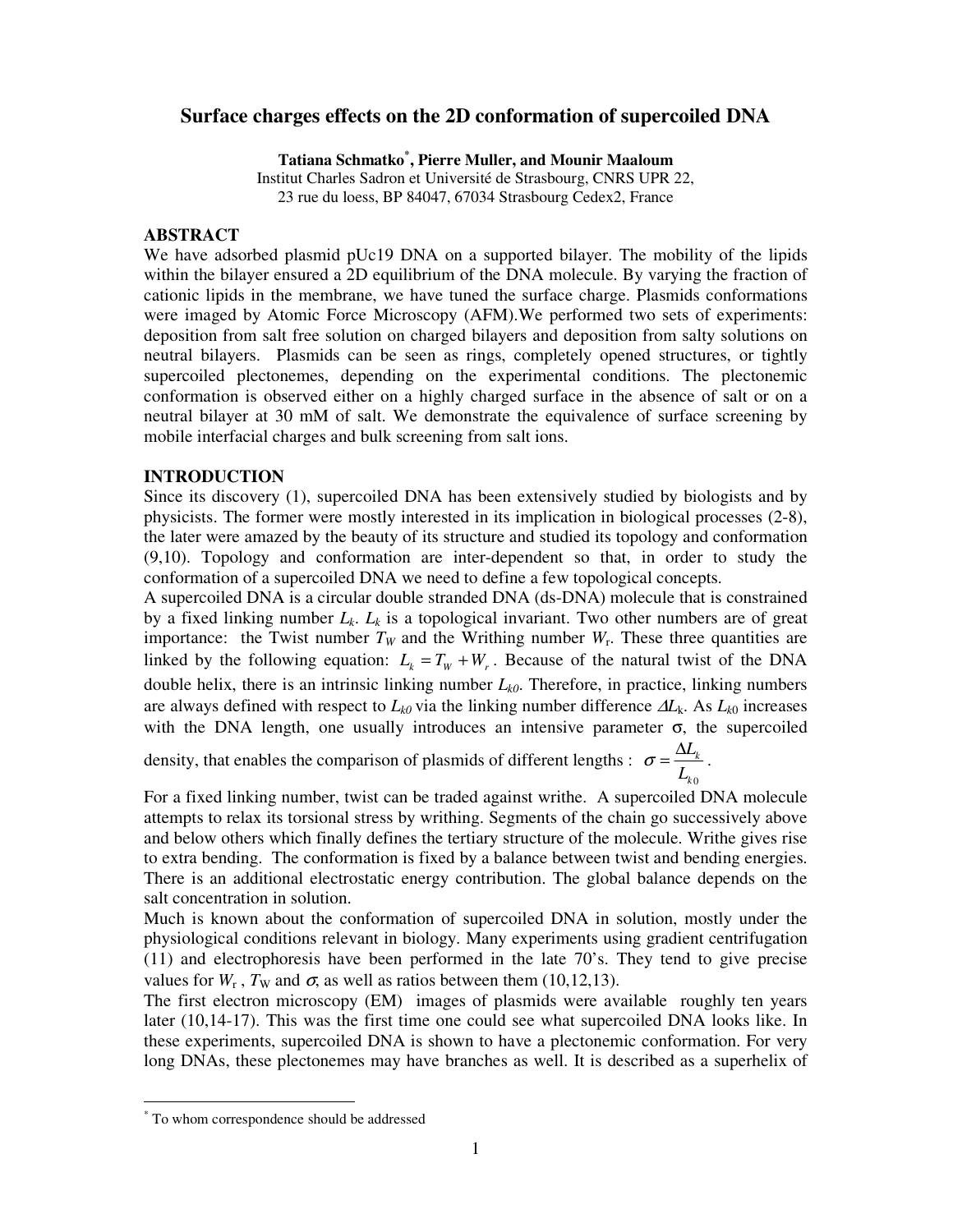# Surface charges effects on the 2D conformation of supercoiled DNA

**Tatiana Schmatko[*], Pierre Muller, and Mounir Maaloum**

Institut Charles Sadron et Université de Strasbourg, CNRS UPR 22,
23 rue du loess, BP 84047, 67034 Strasbourg Cedex2, France

## ABSTRACT

We have adsorbed plasmid pUc19 DNA on a supported bilayer. The mobility of the lipids within the bilayer ensured a 2D equilibrium of the DNA molecule. By varying the fraction of cationic lipids in the membrane, we have tuned the surface charge. Plasmids conformations were imaged by Atomic Force Microscopy (AFM).We performed two sets of experiments: deposition from salt free solution on charged bilayers and deposition from salty solutions on neutral bilayers. Plasmids can be seen as rings, completely opened structures, or tightly supercoiled plectonemes, depending on the experimental conditions. The plectonemic conformation is observed either on a highly charged surface in the absence of salt or on a neutral bilayer at 30 mM of salt. We demonstrate the equivalence of surface screening by mobile interfacial charges and bulk screening from salt ions.

## INTRODUCTION

Since its discovery (1), supercoiled DNA has been extensively studied by biologists and by physicists. The former were mostly interested in its implication in biological processes (2-8), the later were amazed by the beauty of its structure and studied its topology and conformation (9,10). Topology and conformation are inter-dependent so that, in order to study the conformation of a supercoiled DNA we need to define a few topological concepts.

A supercoiled DNA is a circular double stranded DNA (ds-DNA) molecule that is constrained by a fixed linking number $L_k$. $L_k$ is a topological invariant. Two other numbers are of great importance: the Twist number $T_W$ and the Writhing number $W_r$. These three quantities are linked by the following equation: $L_k = T_W + W_r$. Because of the natural twist of the DNA double helix, there is an intrinsic linking number $L_{k0}$. Therefore, in practice, linking numbers are always defined with respect to $L_{k0}$ via the linking number difference $\Delta L_k$. As $L_{k0}$ increases with the DNA length, one usually introduces an intensive parameter σ, the supercoiled density, that enables the comparison of plasmids of different lengths : $\sigma = \frac{\Delta L_k}{L_{k0}}$.

For a fixed linking number, twist can be traded against writhe. A supercoiled DNA molecule attempts to relax its torsional stress by writhing. Segments of the chain go successively above and below others which finally defines the tertiary structure of the molecule. Writhe gives rise to extra bending. The conformation is fixed by a balance between twist and bending energies. There is an additional electrostatic energy contribution. The global balance depends on the salt concentration in solution.

Much is known about the conformation of supercoiled DNA in solution, mostly under the physiological conditions relevant in biology. Many experiments using gradient centrifugation (11) and electrophoresis have been performed in the late 70's. They tend to give precise values for $W_r$, $T_W$ and $\sigma$, as well as ratios between them (10,12,13).

The first electron microscopy (EM) images of plasmids were available roughly ten years later (10,14-17). This was the first time one could see what supercoiled DNA looks like. In these experiments, supercoiled DNA is shown to have a plectonemic conformation. For very long DNAs, these plectonemes may have branches as well. It is described as a superhelix of

[*] To whom correspondence should be addressed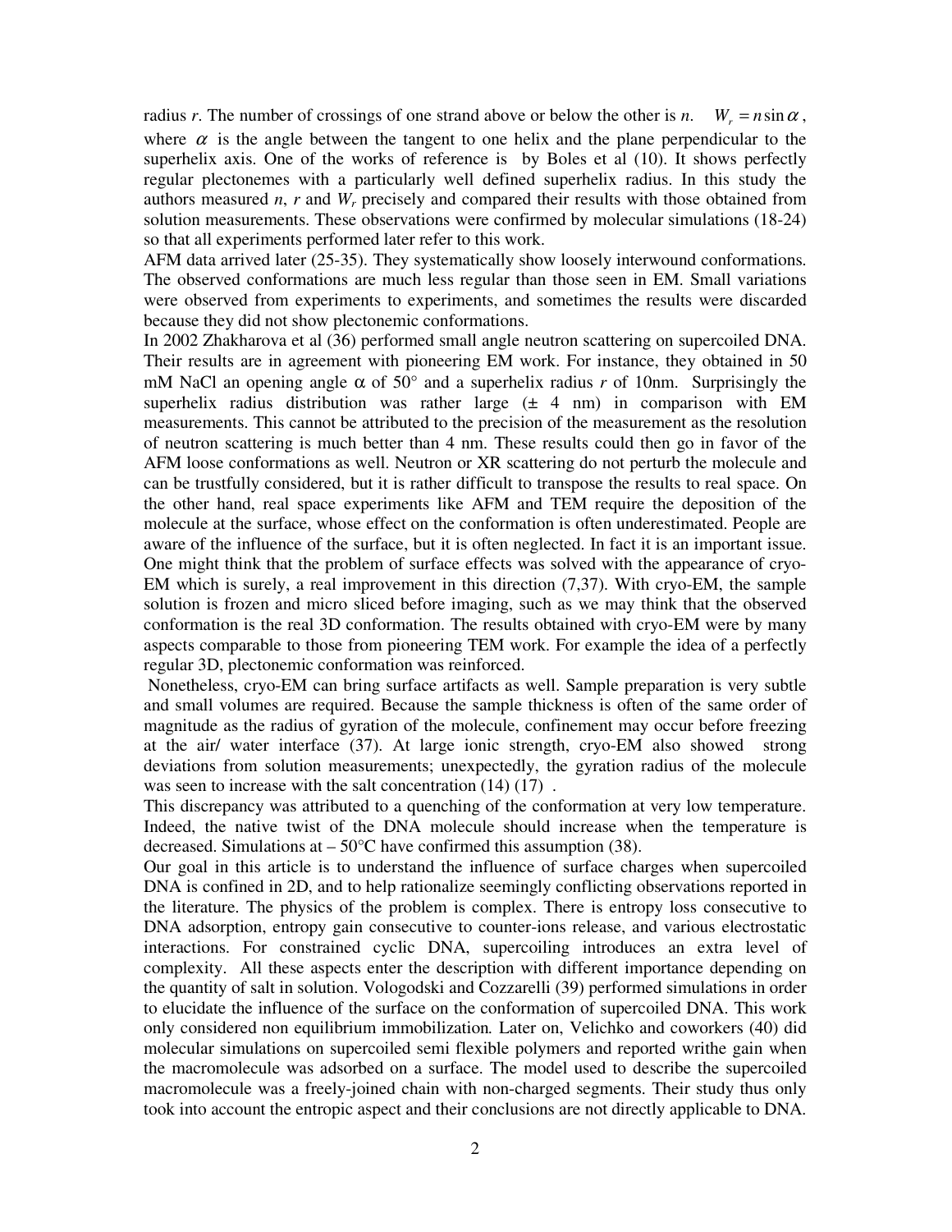radius *r*. The number of crossings of one strand above or below the other is *n*. $W_r = n \sin \alpha$, where $\alpha$ is the angle between the tangent to one helix and the plane perpendicular to the superhelix axis. One of the works of reference is by Boles et al (10). It shows perfectly regular plectonemes with a particularly well defined superhelix radius. In this study the authors measured *n*, *r* and $W_r$ precisely and compared their results with those obtained from solution measurements. These observations were confirmed by molecular simulations (18-24) so that all experiments performed later refer to this work.

AFM data arrived later (25-35). They systematically show loosely interwound conformations. The observed conformations are much less regular than those seen in EM. Small variations were observed from experiments to experiments, and sometimes the results were discarded because they did not show plectonemic conformations.

In 2002 Zhakharova et al (36) performed small angle neutron scattering on supercoiled DNA. Their results are in agreement with pioneering EM work. For instance, they obtained in 50 mM NaCl an opening angle $\alpha$ of 50° and a superhelix radius *r* of 10nm. Surprisingly the superhelix radius distribution was rather large (± 4 nm) in comparison with EM measurements. This cannot be attributed to the precision of the measurement as the resolution of neutron scattering is much better than 4 nm. These results could then go in favor of the AFM loose conformations as well. Neutron or XR scattering do not perturb the molecule and can be trustfully considered, but it is rather difficult to transpose the results to real space. On the other hand, real space experiments like AFM and TEM require the deposition of the molecule at the surface, whose effect on the conformation is often underestimated. People are aware of the influence of the surface, but it is often neglected. In fact it is an important issue. One might think that the problem of surface effects was solved with the appearance of cryo-EM which is surely, a real improvement in this direction (7,37). With cryo-EM, the sample solution is frozen and micro sliced before imaging, such as we may think that the observed conformation is the real 3D conformation. The results obtained with cryo-EM were by many aspects comparable to those from pioneering TEM work. For example the idea of a perfectly regular 3D, plectonemic conformation was reinforced.

Nonetheless, cryo-EM can bring surface artifacts as well. Sample preparation is very subtle and small volumes are required. Because the sample thickness is often of the same order of magnitude as the radius of gyration of the molecule, confinement may occur before freezing at the air/ water interface (37). At large ionic strength, cryo-EM also showed strong deviations from solution measurements; unexpectedly, the gyration radius of the molecule was seen to increase with the salt concentration (14) (17) .

This discrepancy was attributed to a quenching of the conformation at very low temperature. Indeed, the native twist of the DNA molecule should increase when the temperature is decreased. Simulations at – 50°C have confirmed this assumption (38).

Our goal in this article is to understand the influence of surface charges when supercoiled DNA is confined in 2D, and to help rationalize seemingly conflicting observations reported in the literature. The physics of the problem is complex. There is entropy loss consecutive to DNA adsorption, entropy gain consecutive to counter-ions release, and various electrostatic interactions. For constrained cyclic DNA, supercoiling introduces an extra level of complexity. All these aspects enter the description with different importance depending on the quantity of salt in solution. Vologodski and Cozzarelli (39) performed simulations in order to elucidate the influence of the surface on the conformation of supercoiled DNA. This work only considered non equilibrium immobilization*.* Later on, Velichko and coworkers (40) did molecular simulations on supercoiled semi flexible polymers and reported writhe gain when the macromolecule was adsorbed on a surface. The model used to describe the supercoiled macromolecule was a freely-joined chain with non-charged segments. Their study thus only took into account the entropic aspect and their conclusions are not directly applicable to DNA.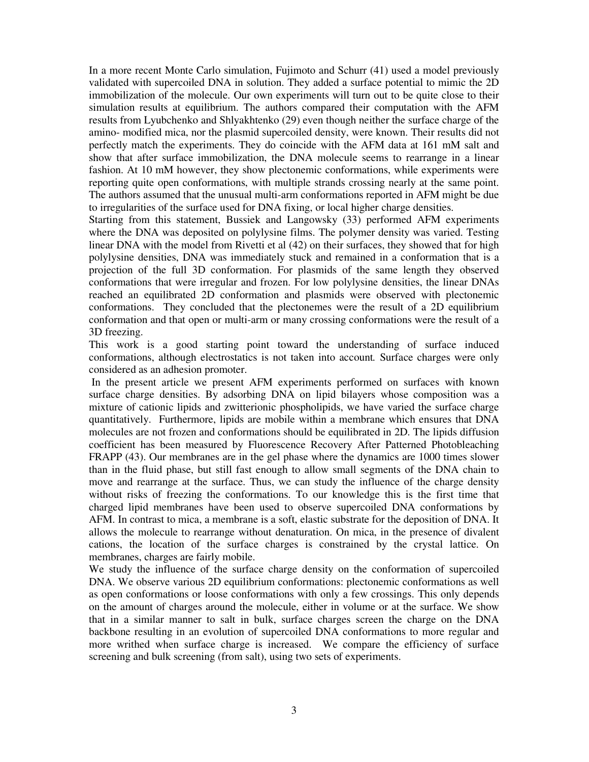In a more recent Monte Carlo simulation, Fujimoto and Schurr (41) used a model previously validated with supercoiled DNA in solution. They added a surface potential to mimic the 2D immobilization of the molecule. Our own experiments will turn out to be quite close to their simulation results at equilibrium. The authors compared their computation with the AFM results from Lyubchenko and Shlyakhtenko (29) even though neither the surface charge of the amino- modified mica, nor the plasmid supercoiled density, were known. Their results did not perfectly match the experiments. They do coincide with the AFM data at 161 mM salt and show that after surface immobilization, the DNA molecule seems to rearrange in a linear fashion. At 10 mM however, they show plectonemic conformations, while experiments were reporting quite open conformations, with multiple strands crossing nearly at the same point. The authors assumed that the unusual multi-arm conformations reported in AFM might be due to irregularities of the surface used for DNA fixing, or local higher charge densities.

Starting from this statement, Bussiek and Langowsky (33) performed AFM experiments where the DNA was deposited on polylysine films. The polymer density was varied. Testing linear DNA with the model from Rivetti et al (42) on their surfaces, they showed that for high polylysine densities, DNA was immediately stuck and remained in a conformation that is a projection of the full 3D conformation. For plasmids of the same length they observed conformations that were irregular and frozen. For low polylysine densities, the linear DNAs reached an equilibrated 2D conformation and plasmids were observed with plectonemic conformations. They concluded that the plectonemes were the result of a 2D equilibrium conformation and that open or multi-arm or many crossing conformations were the result of a 3D freezing.

This work is a good starting point toward the understanding of surface induced conformations, although electrostatics is not taken into account. Surface charges were only considered as an adhesion promoter.

In the present article we present AFM experiments performed on surfaces with known surface charge densities. By adsorbing DNA on lipid bilayers whose composition was a mixture of cationic lipids and zwitterionic phospholipids, we have varied the surface charge quantitatively. Furthermore, lipids are mobile within a membrane which ensures that DNA molecules are not frozen and conformations should be equilibrated in 2D. The lipids diffusion coefficient has been measured by Fluorescence Recovery After Patterned Photobleaching FRAPP (43). Our membranes are in the gel phase where the dynamics are 1000 times slower than in the fluid phase, but still fast enough to allow small segments of the DNA chain to move and rearrange at the surface. Thus, we can study the influence of the charge density without risks of freezing the conformations. To our knowledge this is the first time that charged lipid membranes have been used to observe supercoiled DNA conformations by AFM. In contrast to mica, a membrane is a soft, elastic substrate for the deposition of DNA. It allows the molecule to rearrange without denaturation. On mica, in the presence of divalent cations, the location of the surface charges is constrained by the crystal lattice. On membranes, charges are fairly mobile.

We study the influence of the surface charge density on the conformation of supercoiled DNA. We observe various 2D equilibrium conformations: plectonemic conformations as well as open conformations or loose conformations with only a few crossings. This only depends on the amount of charges around the molecule, either in volume or at the surface. We show that in a similar manner to salt in bulk, surface charges screen the charge on the DNA backbone resulting in an evolution of supercoiled DNA conformations to more regular and more writhed when surface charge is increased. We compare the efficiency of surface screening and bulk screening (from salt), using two sets of experiments.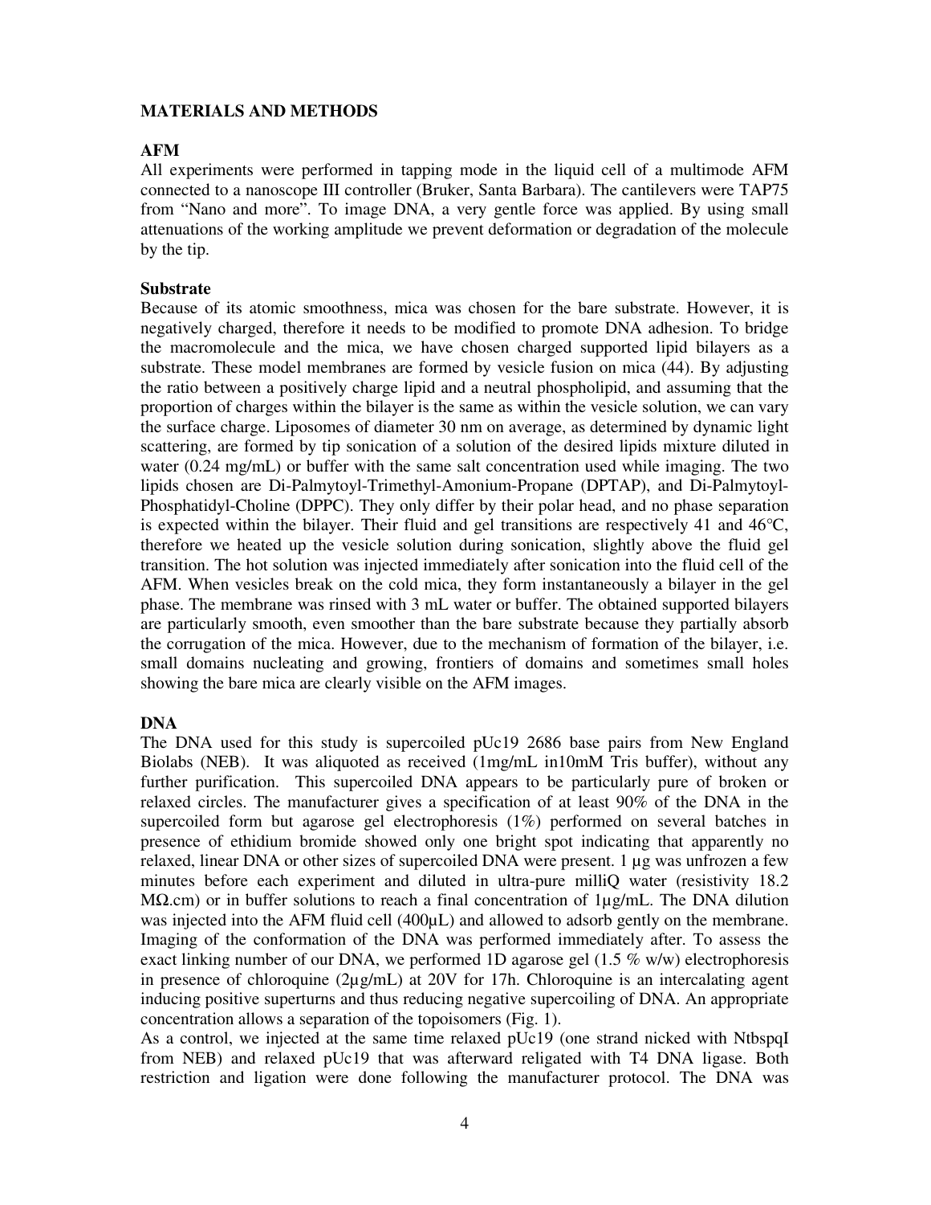## MATERIALS AND METHODS

### AFM

All experiments were performed in tapping mode in the liquid cell of a multimode AFM connected to a nanoscope III controller (Bruker, Santa Barbara). The cantilevers were TAP75 from "Nano and more". To image DNA, a very gentle force was applied. By using small attenuations of the working amplitude we prevent deformation or degradation of the molecule by the tip.

### Substrate

Because of its atomic smoothness, mica was chosen for the bare substrate. However, it is negatively charged, therefore it needs to be modified to promote DNA adhesion. To bridge the macromolecule and the mica, we have chosen charged supported lipid bilayers as a substrate. These model membranes are formed by vesicle fusion on mica (44). By adjusting the ratio between a positively charge lipid and a neutral phospholipid, and assuming that the proportion of charges within the bilayer is the same as within the vesicle solution, we can vary the surface charge. Liposomes of diameter 30 nm on average, as determined by dynamic light scattering, are formed by tip sonication of a solution of the desired lipids mixture diluted in water (0.24 mg/mL) or buffer with the same salt concentration used while imaging. The two lipids chosen are Di-Palmytoyl-Trimethyl-Amonium-Propane (DPTAP), and Di-Palmytoyl-Phosphatidyl-Choline (DPPC). They only differ by their polar head, and no phase separation is expected within the bilayer. Their fluid and gel transitions are respectively 41 and 46°C, therefore we heated up the vesicle solution during sonication, slightly above the fluid gel transition. The hot solution was injected immediately after sonication into the fluid cell of the AFM. When vesicles break on the cold mica, they form instantaneously a bilayer in the gel phase. The membrane was rinsed with 3 mL water or buffer. The obtained supported bilayers are particularly smooth, even smoother than the bare substrate because they partially absorb the corrugation of the mica. However, due to the mechanism of formation of the bilayer, i.e. small domains nucleating and growing, frontiers of domains and sometimes small holes showing the bare mica are clearly visible on the AFM images.

### DNA

The DNA used for this study is supercoiled pUc19 2686 base pairs from New England Biolabs (NEB). It was aliquoted as received (1mg/mL in10mM Tris buffer), without any further purification. This supercoiled DNA appears to be particularly pure of broken or relaxed circles. The manufacturer gives a specification of at least 90% of the DNA in the supercoiled form but agarose gel electrophoresis (1%) performed on several batches in presence of ethidium bromide showed only one bright spot indicating that apparently no relaxed, linear DNA or other sizes of supercoiled DNA were present. 1 µg was unfrozen a few minutes before each experiment and diluted in ultra-pure milliQ water (resistivity 18.2 MΩ.cm) or in buffer solutions to reach a final concentration of 1µg/mL. The DNA dilution was injected into the AFM fluid cell (400µL) and allowed to adsorb gently on the membrane. Imaging of the conformation of the DNA was performed immediately after. To assess the exact linking number of our DNA, we performed 1D agarose gel (1.5 % w/w) electrophoresis in presence of chloroquine (2µg/mL) at 20V for 17h. Chloroquine is an intercalating agent inducing positive superturns and thus reducing negative supercoiling of DNA. An appropriate concentration allows a separation of the topoisomers (Fig. 1).

As a control, we injected at the same time relaxed pUc19 (one strand nicked with NtbspqI from NEB) and relaxed pUc19 that was afterward religated with T4 DNA ligase. Both restriction and ligation were done following the manufacturer protocol. The DNA was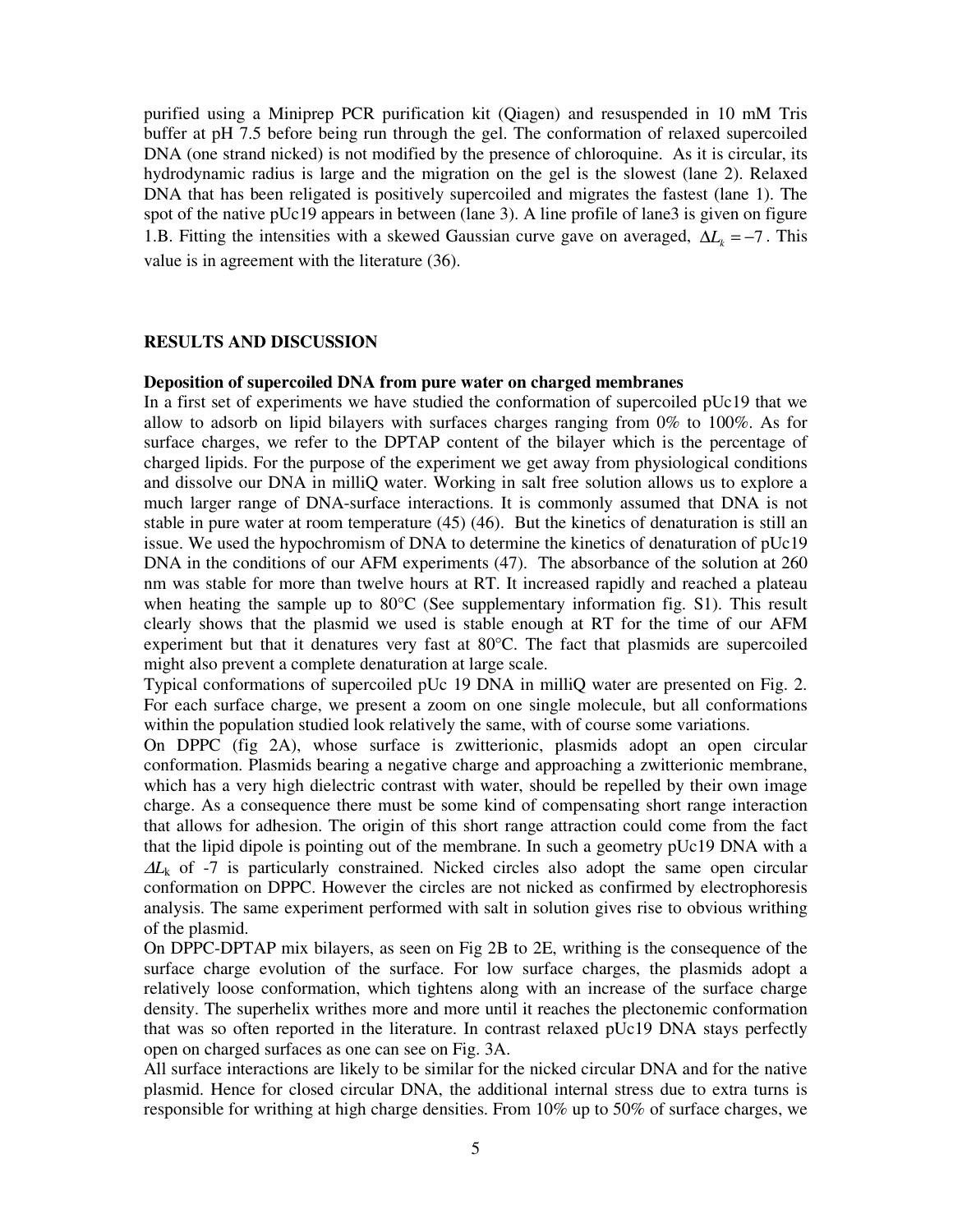purified using a Miniprep PCR purification kit (Qiagen) and resuspended in 10 mM Tris buffer at pH 7.5 before being run through the gel. The conformation of relaxed supercoiled DNA (one strand nicked) is not modified by the presence of chloroquine. As it is circular, its hydrodynamic radius is large and the migration on the gel is the slowest (lane 2). Relaxed DNA that has been religated is positively supercoiled and migrates the fastest (lane 1). The spot of the native pUc19 appears in between (lane 3). A line profile of lane3 is given on figure 1.B. Fitting the intensities with a skewed Gaussian curve gave on averaged, $\Delta L_k = -7$. This value is in agreement with the literature (36).

## RESULTS AND DISCUSSION

### Deposition of supercoiled DNA from pure water on charged membranes

In a first set of experiments we have studied the conformation of supercoiled pUc19 that we allow to adsorb on lipid bilayers with surfaces charges ranging from 0% to 100%. As for surface charges, we refer to the DPTAP content of the bilayer which is the percentage of charged lipids. For the purpose of the experiment we get away from physiological conditions and dissolve our DNA in milliQ water. Working in salt free solution allows us to explore a much larger range of DNA-surface interactions. It is commonly assumed that DNA is not stable in pure water at room temperature (45) (46). But the kinetics of denaturation is still an issue. We used the hypochromism of DNA to determine the kinetics of denaturation of pUc19 DNA in the conditions of our AFM experiments (47). The absorbance of the solution at 260 nm was stable for more than twelve hours at RT. It increased rapidly and reached a plateau when heating the sample up to 80°C (See supplementary information fig. S1). This result clearly shows that the plasmid we used is stable enough at RT for the time of our AFM experiment but that it denatures very fast at 80°C. The fact that plasmids are supercoiled might also prevent a complete denaturation at large scale.

Typical conformations of supercoiled pUc 19 DNA in milliQ water are presented on Fig. 2. For each surface charge, we present a zoom on one single molecule, but all conformations within the population studied look relatively the same, with of course some variations.

On DPPC (fig 2A), whose surface is zwitterionic, plasmids adopt an open circular conformation. Plasmids bearing a negative charge and approaching a zwitterionic membrane, which has a very high dielectric contrast with water, should be repelled by their own image charge. As a consequence there must be some kind of compensating short range interaction that allows for adhesion. The origin of this short range attraction could come from the fact that the lipid dipole is pointing out of the membrane. In such a geometry pUc19 DNA with a $\Delta L_k$ of -7 is particularly constrained. Nicked circles also adopt the same open circular conformation on DPPC. However the circles are not nicked as confirmed by electrophoresis analysis. The same experiment performed with salt in solution gives rise to obvious writhing of the plasmid.

On DPPC-DPTAP mix bilayers, as seen on Fig 2B to 2E, writhing is the consequence of the surface charge evolution of the surface. For low surface charges, the plasmids adopt a relatively loose conformation, which tightens along with an increase of the surface charge density. The superhelix writhes more and more until it reaches the plectonemic conformation that was so often reported in the literature. In contrast relaxed pUc19 DNA stays perfectly open on charged surfaces as one can see on Fig. 3A.

All surface interactions are likely to be similar for the nicked circular DNA and for the native plasmid. Hence for closed circular DNA, the additional internal stress due to extra turns is responsible for writhing at high charge densities. From 10% up to 50% of surface charges, we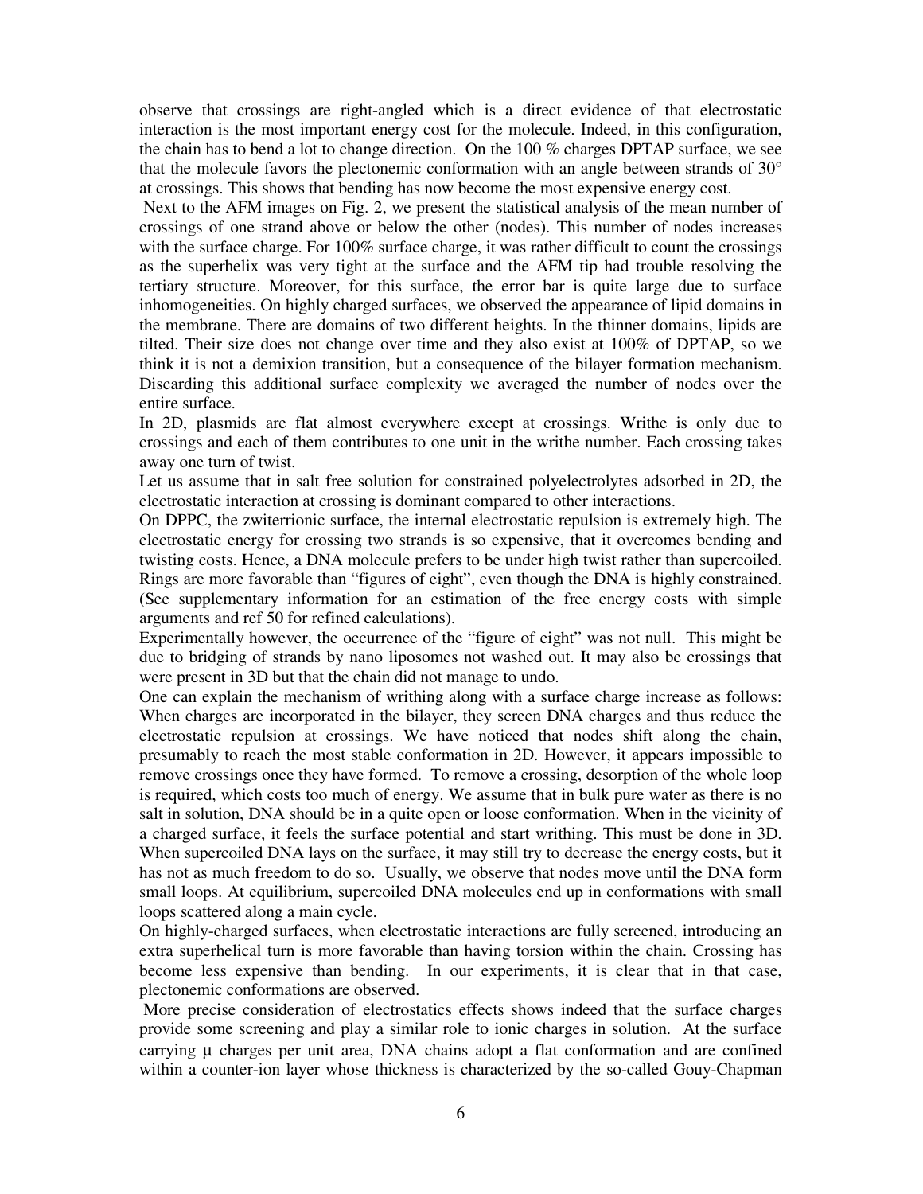observe that crossings are right-angled which is a direct evidence of that electrostatic interaction is the most important energy cost for the molecule. Indeed, in this configuration, the chain has to bend a lot to change direction. On the 100 % charges DPTAP surface, we see that the molecule favors the plectonemic conformation with an angle between strands of 30° at crossings. This shows that bending has now become the most expensive energy cost.

Next to the AFM images on Fig. 2, we present the statistical analysis of the mean number of crossings of one strand above or below the other (nodes). This number of nodes increases with the surface charge. For 100% surface charge, it was rather difficult to count the crossings as the superhelix was very tight at the surface and the AFM tip had trouble resolving the tertiary structure. Moreover, for this surface, the error bar is quite large due to surface inhomogeneities. On highly charged surfaces, we observed the appearance of lipid domains in the membrane. There are domains of two different heights. In the thinner domains, lipids are tilted. Their size does not change over time and they also exist at 100% of DPTAP, so we think it is not a demixion transition, but a consequence of the bilayer formation mechanism. Discarding this additional surface complexity we averaged the number of nodes over the entire surface.

In 2D, plasmids are flat almost everywhere except at crossings. Writhe is only due to crossings and each of them contributes to one unit in the writhe number. Each crossing takes away one turn of twist.

Let us assume that in salt free solution for constrained polyelectrolytes adsorbed in 2D, the electrostatic interaction at crossing is dominant compared to other interactions.

On DPPC, the zwiterrionic surface, the internal electrostatic repulsion is extremely high. The electrostatic energy for crossing two strands is so expensive, that it overcomes bending and twisting costs. Hence, a DNA molecule prefers to be under high twist rather than supercoiled. Rings are more favorable than "figures of eight", even though the DNA is highly constrained. (See supplementary information for an estimation of the free energy costs with simple arguments and ref 50 for refined calculations).

Experimentally however, the occurrence of the "figure of eight" was not null. This might be due to bridging of strands by nano liposomes not washed out. It may also be crossings that were present in 3D but that the chain did not manage to undo.

One can explain the mechanism of writhing along with a surface charge increase as follows: When charges are incorporated in the bilayer, they screen DNA charges and thus reduce the electrostatic repulsion at crossings. We have noticed that nodes shift along the chain, presumably to reach the most stable conformation in 2D. However, it appears impossible to remove crossings once they have formed. To remove a crossing, desorption of the whole loop is required, which costs too much of energy. We assume that in bulk pure water as there is no salt in solution, DNA should be in a quite open or loose conformation. When in the vicinity of a charged surface, it feels the surface potential and start writhing. This must be done in 3D. When supercoiled DNA lays on the surface, it may still try to decrease the energy costs, but it has not as much freedom to do so. Usually, we observe that nodes move until the DNA form small loops. At equilibrium, supercoiled DNA molecules end up in conformations with small loops scattered along a main cycle.

On highly-charged surfaces, when electrostatic interactions are fully screened, introducing an extra superhelical turn is more favorable than having torsion within the chain. Crossing has become less expensive than bending. In our experiments, it is clear that in that case, plectonemic conformations are observed.

More precise consideration of electrostatics effects shows indeed that the surface charges provide some screening and play a similar role to ionic charges in solution. At the surface carrying $\mu$ charges per unit area, DNA chains adopt a flat conformation and are confined within a counter-ion layer whose thickness is characterized by the so-called Gouy-Chapman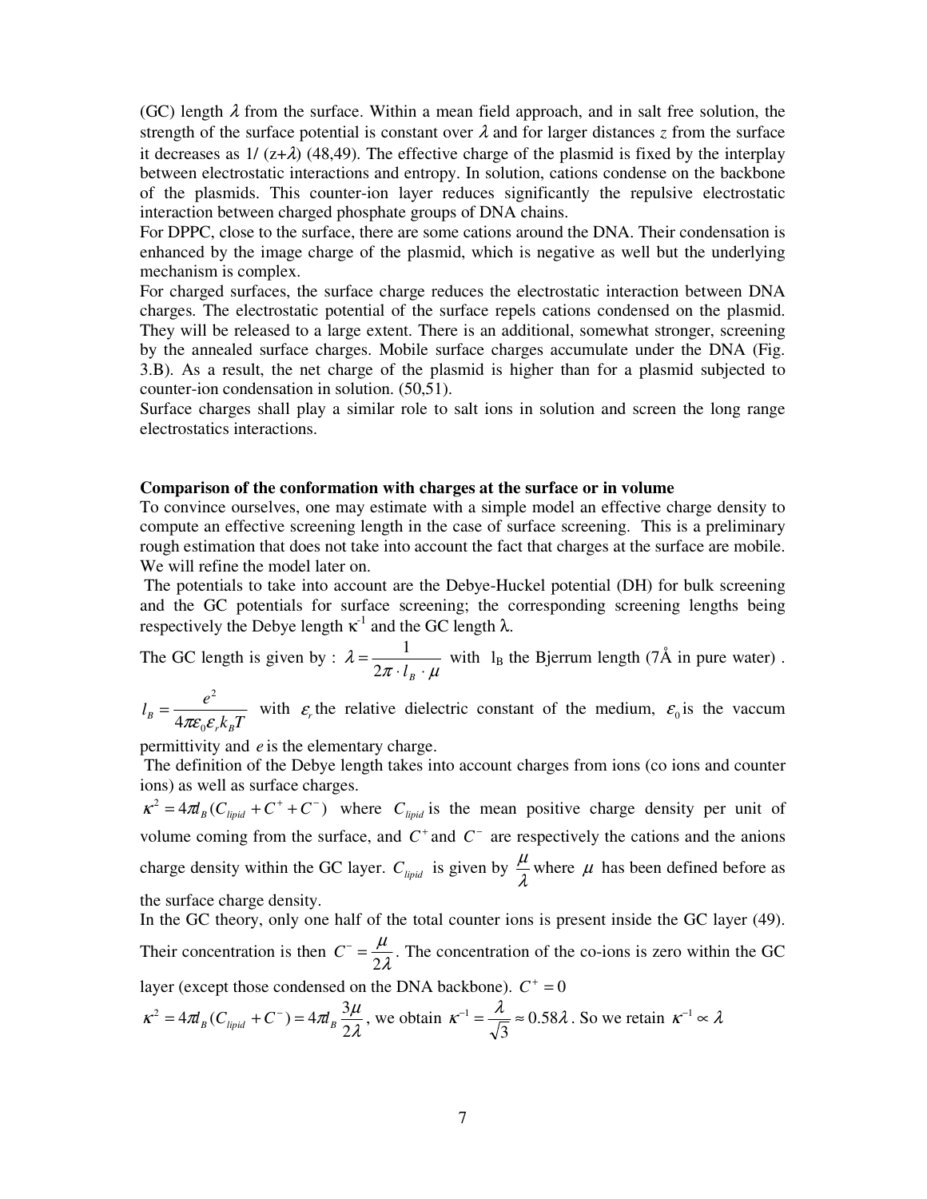(GC) length $\lambda$ from the surface. Within a mean field approach, and in salt free solution, the strength of the surface potential is constant over $\lambda$ and for larger distances $z$ from the surface it decreases as 1/ (z+$\lambda$) (48,49). The effective charge of the plasmid is fixed by the interplay between electrostatic interactions and entropy. In solution, cations condense on the backbone of the plasmids. This counter-ion layer reduces significantly the repulsive electrostatic interaction between charged phosphate groups of DNA chains.

For DPPC, close to the surface, there are some cations around the DNA. Their condensation is enhanced by the image charge of the plasmid, which is negative as well but the underlying mechanism is complex.

For charged surfaces, the surface charge reduces the electrostatic interaction between DNA charges. The electrostatic potential of the surface repels cations condensed on the plasmid. They will be released to a large extent. There is an additional, somewhat stronger, screening by the annealed surface charges. Mobile surface charges accumulate under the DNA (Fig. 3.B). As a result, the net charge of the plasmid is higher than for a plasmid subjected to counter-ion condensation in solution. (50,51).

Surface charges shall play a similar role to salt ions in solution and screen the long range electrostatics interactions.

**Comparison of the conformation with charges at the surface or in volume**

To convince ourselves, one may estimate with a simple model an effective charge density to compute an effective screening length in the case of surface screening. This is a preliminary rough estimation that does not take into account the fact that charges at the surface are mobile. We will refine the model later on.

The potentials to take into account are the Debye-Huckel potential (DH) for bulk screening and the GC potentials for surface screening; the corresponding screening lengths being respectively the Debye length $\kappa^{-1}$ and the GC length $\lambda$.

The GC length is given by : $\lambda = \dfrac{1}{2\pi \cdot l_B \cdot \mu}$ with $l_B$ the Bjerrum length (7Å in pure water) .

$l_B = \dfrac{e^2}{4\pi\varepsilon_0\varepsilon_r k_B T}$ with $\varepsilon_r$ the relative dielectric constant of the medium, $\varepsilon_0$ is the vaccum permittivity and $e$ is the elementary charge.

The definition of the Debye length takes into account charges from ions (co ions and counter ions) as well as surface charges.

$\kappa^2 = 4\pi l_B (C_{lipid} + C^+ + C^-)$ where $C_{lipid}$ is the mean positive charge density per unit of volume coming from the surface, and $C^+$ and $C^-$ are respectively the cations and the anions charge density within the GC layer. $C_{lipid}$ is given by $\dfrac{\mu}{\lambda}$ where $\mu$ has been defined before as the surface charge density.

In the GC theory, only one half of the total counter ions is present inside the GC layer (49). Their concentration is then $C^- = \dfrac{\mu}{2\lambda}$. The concentration of the co-ions is zero within the GC layer (except those condensed on the DNA backbone). $C^+ = 0$

$\kappa^2 = 4\pi l_B (C_{lipid} + C^-) = 4\pi l_B \dfrac{3\mu}{2\lambda}$, we obtain $\kappa^{-1} = \dfrac{\lambda}{\sqrt{3}} \approx 0.58\lambda$. So we retain $\kappa^{-1} \propto \lambda$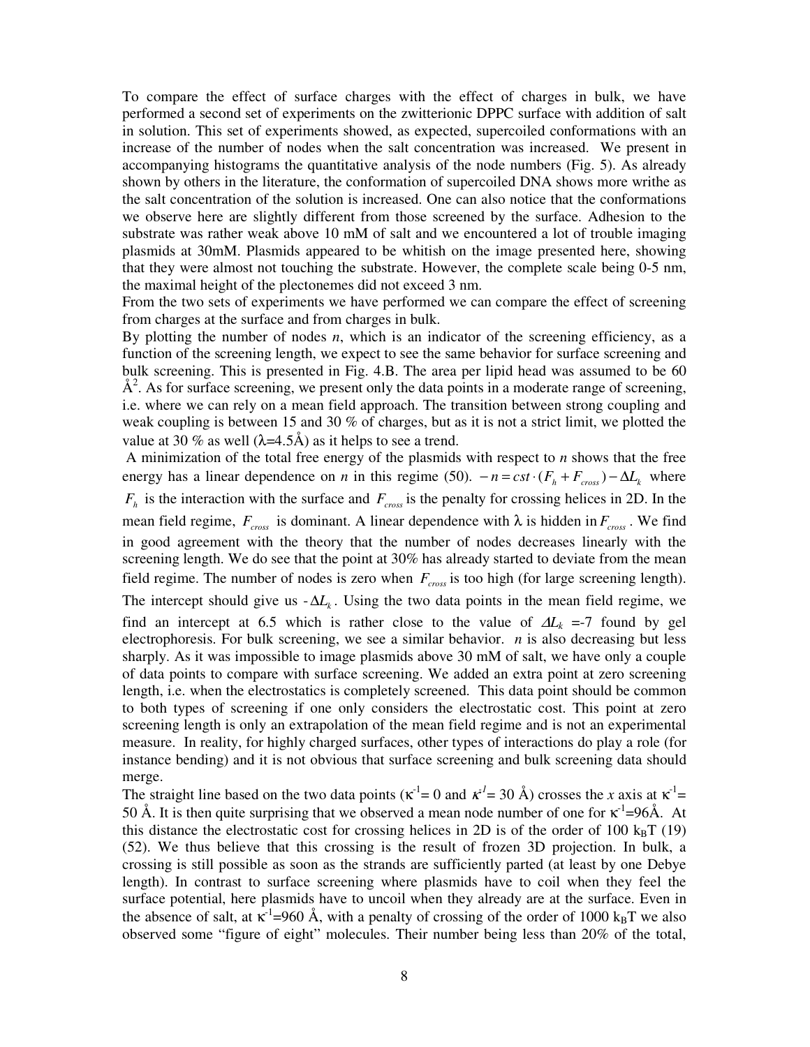To compare the effect of surface charges with the effect of charges in bulk, we have performed a second set of experiments on the zwitterionic DPPC surface with addition of salt in solution. This set of experiments showed, as expected, supercoiled conformations with an increase of the number of nodes when the salt concentration was increased. We present in accompanying histograms the quantitative analysis of the node numbers (Fig. 5). As already shown by others in the literature, the conformation of supercoiled DNA shows more writhe as the salt concentration of the solution is increased. One can also notice that the conformations we observe here are slightly different from those screened by the surface. Adhesion to the substrate was rather weak above 10 mM of salt and we encountered a lot of trouble imaging plasmids at 30mM. Plasmids appeared to be whitish on the image presented here, showing that they were almost not touching the substrate. However, the complete scale being 0-5 nm, the maximal height of the plectonemes did not exceed 3 nm.

From the two sets of experiments we have performed we can compare the effect of screening from charges at the surface and from charges in bulk.

By plotting the number of nodes *n*, which is an indicator of the screening efficiency, as a function of the screening length, we expect to see the same behavior for surface screening and bulk screening. This is presented in Fig. 4.B. The area per lipid head was assumed to be 60 Å$^2$. As for surface screening, we present only the data points in a moderate range of screening, i.e. where we can rely on a mean field approach. The transition between strong coupling and weak coupling is between 15 and 30 % of charges, but as it is not a strict limit, we plotted the value at 30 % as well ($\lambda$=4.5Å) as it helps to see a trend.

A minimization of the total free energy of the plasmids with respect to *n* shows that the free energy has a linear dependence on *n* in this regime (50). $-n = cst \cdot (F_h + F_{cross}) - \Delta L_k$ where $F_h$ is the interaction with the surface and $F_{cross}$ is the penalty for crossing helices in 2D. In the mean field regime, $F_{cross}$ is dominant. A linear dependence with $\lambda$ is hidden in $F_{cross}$. We find in good agreement with the theory that the number of nodes decreases linearly with the screening length. We do see that the point at 30% has already started to deviate from the mean field regime. The number of nodes is zero when $F_{cross}$ is too high (for large screening length). The intercept should give us $-\Delta L_k$. Using the two data points in the mean field regime, we find an intercept at 6.5 which is rather close to the value of $\Delta L_k$ =-7 found by gel electrophoresis. For bulk screening, we see a similar behavior. *n* is also decreasing but less sharply. As it was impossible to image plasmids above 30 mM of salt, we have only a couple of data points to compare with surface screening. We added an extra point at zero screening length, i.e. when the electrostatics is completely screened. This data point should be common to both types of screening if one only considers the electrostatic cost. This point at zero screening length is only an extrapolation of the mean field regime and is not an experimental measure. In reality, for highly charged surfaces, other types of interactions do play a role (for instance bending) and it is not obvious that surface screening and bulk screening data should merge.

The straight line based on the two data points ($\kappa^{-1}$= 0 and $\kappa^{-1}$= 30 Å) crosses the *x* axis at $\kappa^{-1}$= 50 Å. It is then quite surprising that we observed a mean node number of one for $\kappa^{-1}$=96Å. At this distance the electrostatic cost for crossing helices in 2D is of the order of 100 $k_BT$ (19) (52). We thus believe that this crossing is the result of frozen 3D projection. In bulk, a crossing is still possible as soon as the strands are sufficiently parted (at least by one Debye length). In contrast to surface screening where plasmids have to coil when they feel the surface potential, here plasmids have to uncoil when they already are at the surface. Even in the absence of salt, at $\kappa^{-1}$=960 Å, with a penalty of crossing of the order of 1000 $k_BT$ we also observed some "figure of eight" molecules. Their number being less than 20% of the total,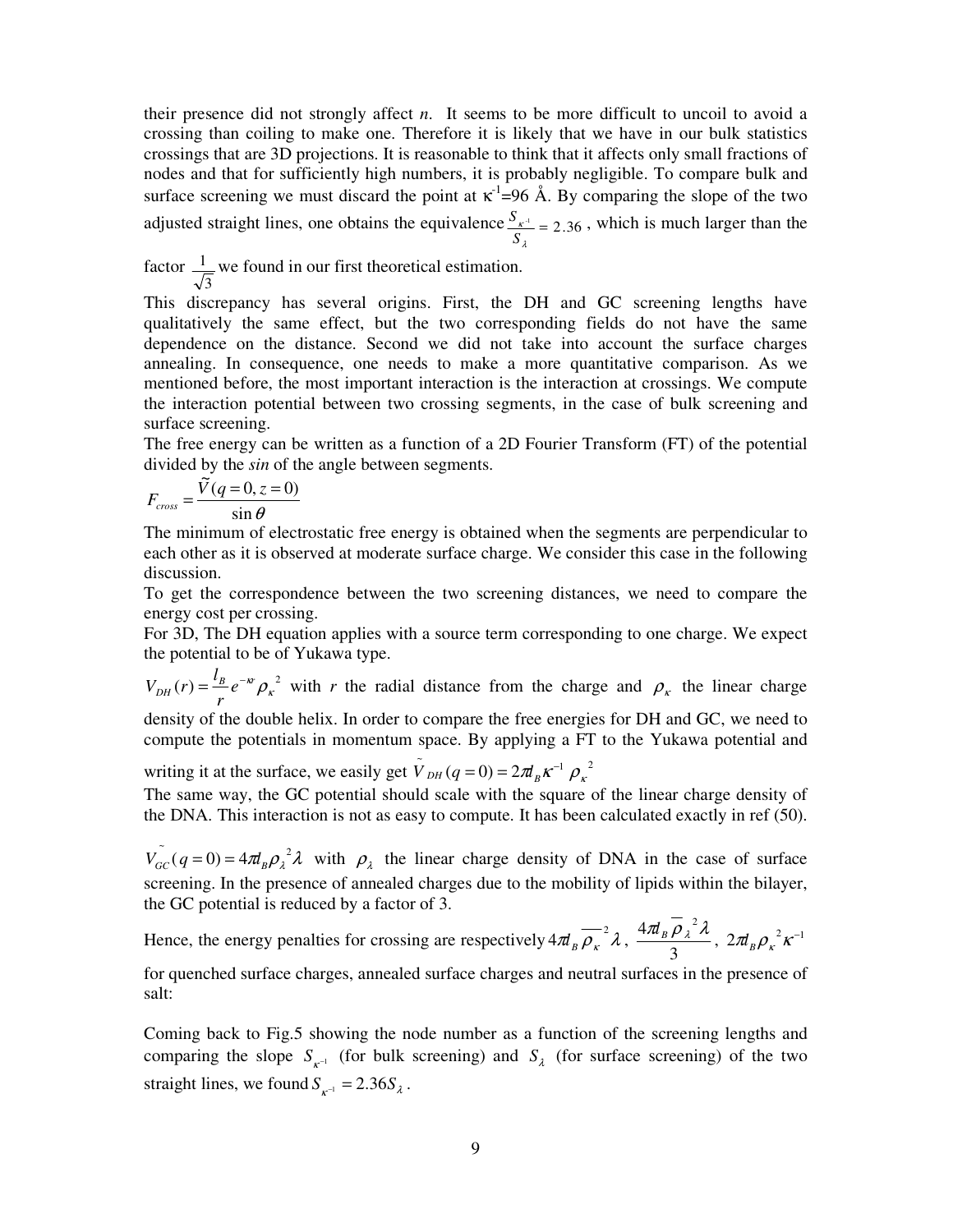their presence did not strongly affect *n*. It seems to be more difficult to uncoil to avoid a crossing than coiling to make one. Therefore it is likely that we have in our bulk statistics crossings that are 3D projections. It is reasonable to think that it affects only small fractions of nodes and that for sufficiently high numbers, it is probably negligible. To compare bulk and surface screening we must discard the point at $\kappa^{-1}$=96 Å. By comparing the slope of the two adjusted straight lines, one obtains the equivalence $\frac{S_{\kappa^{-1}}}{S_{\lambda}} = 2.36$, which is much larger than the factor $\frac{1}{\sqrt{3}}$ we found in our first theoretical estimation.

This discrepancy has several origins. First, the DH and GC screening lengths have qualitatively the same effect, but the two corresponding fields do not have the same dependence on the distance. Second we did not take into account the surface charges annealing. In consequence, one needs to make a more quantitative comparison. As we mentioned before, the most important interaction is the interaction at crossings. We compute the interaction potential between two crossing segments, in the case of bulk screening and surface screening.

The free energy can be written as a function of a 2D Fourier Transform (FT) of the potential divided by the *sin* of the angle between segments.

$$F_{cross} = \frac{\tilde{V}(q=0, z=0)}{\sin\theta}$$

The minimum of electrostatic free energy is obtained when the segments are perpendicular to each other as it is observed at moderate surface charge. We consider this case in the following discussion.

To get the correspondence between the two screening distances, we need to compare the energy cost per crossing.

For 3D, The DH equation applies with a source term corresponding to one charge. We expect the potential to be of Yukawa type.

$V_{DH}(r) = \frac{l_B}{r} e^{-\kappa r} \rho_\kappa^{\ 2}$ with $r$ the radial distance from the charge and $\rho_\kappa$ the linear charge density of the double helix. In order to compare the free energies for DH and GC, we need to compute the potentials in momentum space. By applying a FT to the Yukawa potential and writing it at the surface, we easily get $\tilde{V}_{DH}(q=0) = 2\pi l_B \kappa^{-1} \rho_\kappa^{\ 2}$

The same way, the GC potential should scale with the square of the linear charge density of the DNA. This interaction is not as easy to compute. It has been calculated exactly in ref (50).

$\tilde{V}_{GC}(q=0) = 4\pi l_B \rho_\lambda^{\ 2} \lambda$ with $\rho_\lambda$ the linear charge density of DNA in the case of surface screening. In the presence of annealed charges due to the mobility of lipids within the bilayer, the GC potential is reduced by a factor of 3.

Hence, the energy penalties for crossing are respectively $4\pi l_B \overline{\rho_\kappa}^{\,2} \lambda$, $\frac{4\pi l_B \overline{\rho}_\lambda^{\ 2} \lambda}{3}$, $2\pi l_B \rho_\kappa^{\ 2} \kappa^{-1}$ for quenched surface charges, annealed surface charges and neutral surfaces in the presence of salt:

Coming back to Fig.5 showing the node number as a function of the screening lengths and comparing the slope $S_{\kappa^{-1}}$ (for bulk screening) and $S_\lambda$ (for surface screening) of the two straight lines, we found $S_{\kappa^{-1}} = 2.36 S_\lambda$.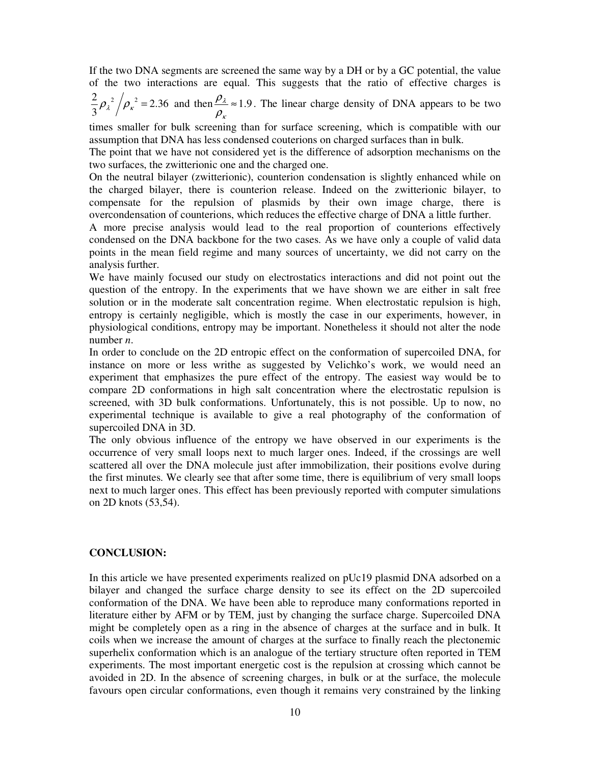If the two DNA segments are screened the same way by a DH or by a GC potential, the value of the two interactions are equal. This suggests that the ratio of effective charges is $\frac{2}{3}\rho_{\lambda}^{2} \Big/ \rho_{\kappa}^{2} = 2.36$ and then $\frac{\rho_{\lambda}}{\rho_{\kappa}} \approx 1.9$. The linear charge density of DNA appears to be two times smaller for bulk screening than for surface screening, which is compatible with our assumption that DNA has less condensed couterions on charged surfaces than in bulk.

The point that we have not considered yet is the difference of adsorption mechanisms on the two surfaces, the zwitterionic one and the charged one.

On the neutral bilayer (zwitterionic), counterion condensation is slightly enhanced while on the charged bilayer, there is counterion release. Indeed on the zwitterionic bilayer, to compensate for the repulsion of plasmids by their own image charge, there is overcondensation of counterions, which reduces the effective charge of DNA a little further.

A more precise analysis would lead to the real proportion of counterions effectively condensed on the DNA backbone for the two cases. As we have only a couple of valid data points in the mean field regime and many sources of uncertainty, we did not carry on the analysis further.

We have mainly focused our study on electrostatics interactions and did not point out the question of the entropy. In the experiments that we have shown we are either in salt free solution or in the moderate salt concentration regime. When electrostatic repulsion is high, entropy is certainly negligible, which is mostly the case in our experiments, however, in physiological conditions, entropy may be important. Nonetheless it should not alter the node number *n*.

In order to conclude on the 2D entropic effect on the conformation of supercoiled DNA, for instance on more or less writhe as suggested by Velichko's work, we would need an experiment that emphasizes the pure effect of the entropy. The easiest way would be to compare 2D conformations in high salt concentration where the electrostatic repulsion is screened, with 3D bulk conformations. Unfortunately, this is not possible. Up to now, no experimental technique is available to give a real photography of the conformation of supercoiled DNA in 3D.

The only obvious influence of the entropy we have observed in our experiments is the occurrence of very small loops next to much larger ones. Indeed, if the crossings are well scattered all over the DNA molecule just after immobilization, their positions evolve during the first minutes. We clearly see that after some time, there is equilibrium of very small loops next to much larger ones. This effect has been previously reported with computer simulations on 2D knots (53,54).

**CONCLUSION:**

In this article we have presented experiments realized on pUc19 plasmid DNA adsorbed on a bilayer and changed the surface charge density to see its effect on the 2D supercoiled conformation of the DNA. We have been able to reproduce many conformations reported in literature either by AFM or by TEM, just by changing the surface charge. Supercoiled DNA might be completely open as a ring in the absence of charges at the surface and in bulk. It coils when we increase the amount of charges at the surface to finally reach the plectonemic superhelix conformation which is an analogue of the tertiary structure often reported in TEM experiments. The most important energetic cost is the repulsion at crossing which cannot be avoided in 2D. In the absence of screening charges, in bulk or at the surface, the molecule favours open circular conformations, even though it remains very constrained by the linking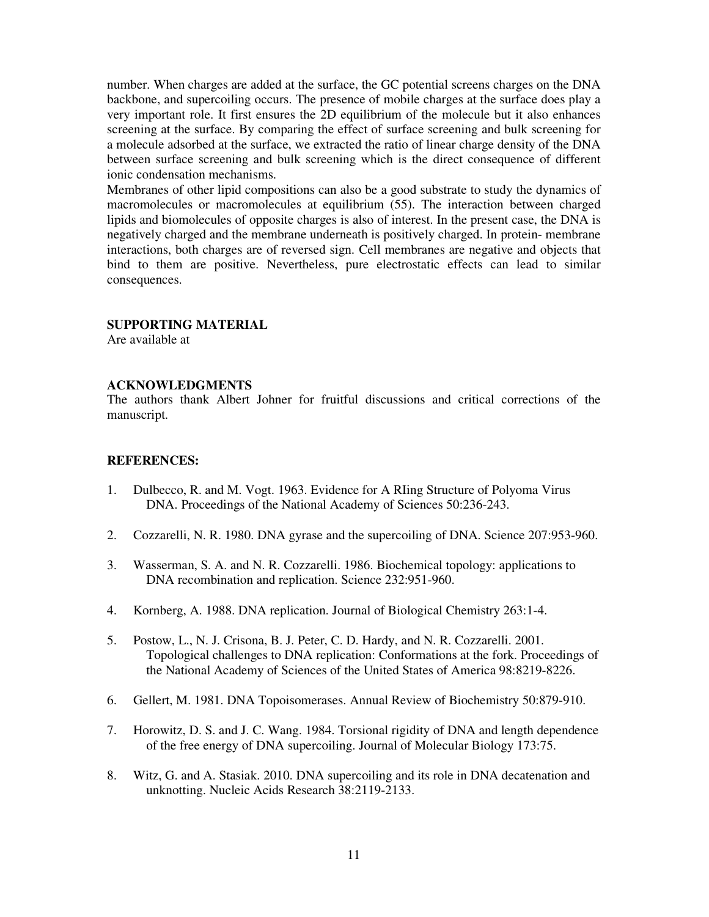number. When charges are added at the surface, the GC potential screens charges on the DNA backbone, and supercoiling occurs. The presence of mobile charges at the surface does play a very important role. It first ensures the 2D equilibrium of the molecule but it also enhances screening at the surface. By comparing the effect of surface screening and bulk screening for a molecule adsorbed at the surface, we extracted the ratio of linear charge density of the DNA between surface screening and bulk screening which is the direct consequence of different ionic condensation mechanisms.

Membranes of other lipid compositions can also be a good substrate to study the dynamics of macromolecules or macromolecules at equilibrium (55). The interaction between charged lipids and biomolecules of opposite charges is also of interest. In the present case, the DNA is negatively charged and the membrane underneath is positively charged. In protein- membrane interactions, both charges are of reversed sign. Cell membranes are negative and objects that bind to them are positive. Nevertheless, pure electrostatic effects can lead to similar consequences.

## SUPPORTING MATERIAL

Are available at

## ACKNOWLEDGMENTS

The authors thank Albert Johner for fruitful discussions and critical corrections of the manuscript.

## REFERENCES:

1. Dulbecco, R. and M. Vogt. 1963. Evidence for A RIing Structure of Polyoma Virus DNA. Proceedings of the National Academy of Sciences 50:236-243.

2. Cozzarelli, N. R. 1980. DNA gyrase and the supercoiling of DNA. Science 207:953-960.

3. Wasserman, S. A. and N. R. Cozzarelli. 1986. Biochemical topology: applications to DNA recombination and replication. Science 232:951-960.

4. Kornberg, A. 1988. DNA replication. Journal of Biological Chemistry 263:1-4.

5. Postow, L., N. J. Crisona, B. J. Peter, C. D. Hardy, and N. R. Cozzarelli. 2001. Topological challenges to DNA replication: Conformations at the fork. Proceedings of the National Academy of Sciences of the United States of America 98:8219-8226.

6. Gellert, M. 1981. DNA Topoisomerases. Annual Review of Biochemistry 50:879-910.

7. Horowitz, D. S. and J. C. Wang. 1984. Torsional rigidity of DNA and length dependence of the free energy of DNA supercoiling. Journal of Molecular Biology 173:75.

8. Witz, G. and A. Stasiak. 2010. DNA supercoiling and its role in DNA decatenation and unknotting. Nucleic Acids Research 38:2119-2133.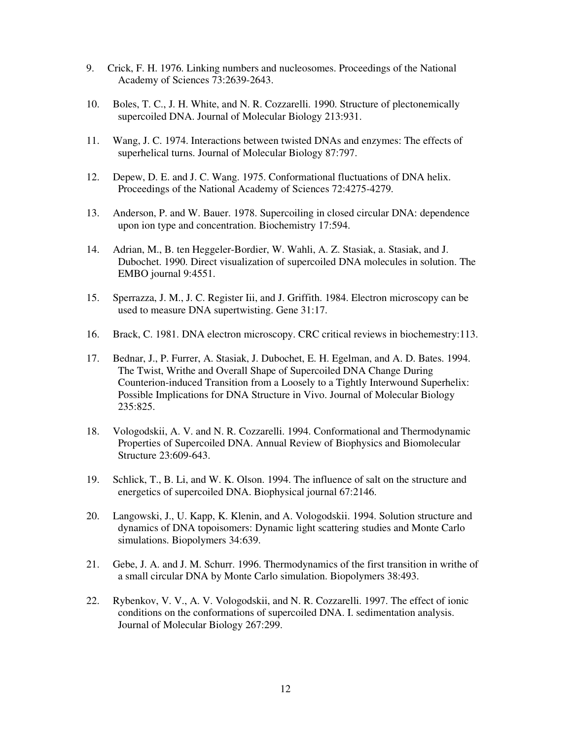9. Crick, F. H. 1976. Linking numbers and nucleosomes. Proceedings of the National Academy of Sciences 73:2639-2643.

10. Boles, T. C., J. H. White, and N. R. Cozzarelli. 1990. Structure of plectonemically supercoiled DNA. Journal of Molecular Biology 213:931.

11. Wang, J. C. 1974. Interactions between twisted DNAs and enzymes: The effects of superhelical turns. Journal of Molecular Biology 87:797.

12. Depew, D. E. and J. C. Wang. 1975. Conformational fluctuations of DNA helix. Proceedings of the National Academy of Sciences 72:4275-4279.

13. Anderson, P. and W. Bauer. 1978. Supercoiling in closed circular DNA: dependence upon ion type and concentration. Biochemistry 17:594.

14. Adrian, M., B. ten Heggeler-Bordier, W. Wahli, A. Z. Stasiak, a. Stasiak, and J. Dubochet. 1990. Direct visualization of supercoiled DNA molecules in solution. The EMBO journal 9:4551.

15. Sperrazza, J. M., J. C. Register Iii, and J. Griffith. 1984. Electron microscopy can be used to measure DNA supertwisting. Gene 31:17.

16. Brack, C. 1981. DNA electron microscopy. CRC critical reviews in biochemestry:113.

17. Bednar, J., P. Furrer, A. Stasiak, J. Dubochet, E. H. Egelman, and A. D. Bates. 1994. The Twist, Writhe and Overall Shape of Supercoiled DNA Change During Counterion-induced Transition from a Loosely to a Tightly Interwound Superhelix: Possible Implications for DNA Structure in Vivo. Journal of Molecular Biology 235:825.

18. Vologodskii, A. V. and N. R. Cozzarelli. 1994. Conformational and Thermodynamic Properties of Supercoiled DNA. Annual Review of Biophysics and Biomolecular Structure 23:609-643.

19. Schlick, T., B. Li, and W. K. Olson. 1994. The influence of salt on the structure and energetics of supercoiled DNA. Biophysical journal 67:2146.

20. Langowski, J., U. Kapp, K. Klenin, and A. Vologodskii. 1994. Solution structure and dynamics of DNA topoisomers: Dynamic light scattering studies and Monte Carlo simulations. Biopolymers 34:639.

21. Gebe, J. A. and J. M. Schurr. 1996. Thermodynamics of the first transition in writhe of a small circular DNA by Monte Carlo simulation. Biopolymers 38:493.

22. Rybenkov, V. V., A. V. Vologodskii, and N. R. Cozzarelli. 1997. The effect of ionic conditions on the conformations of supercoiled DNA. I. sedimentation analysis. Journal of Molecular Biology 267:299.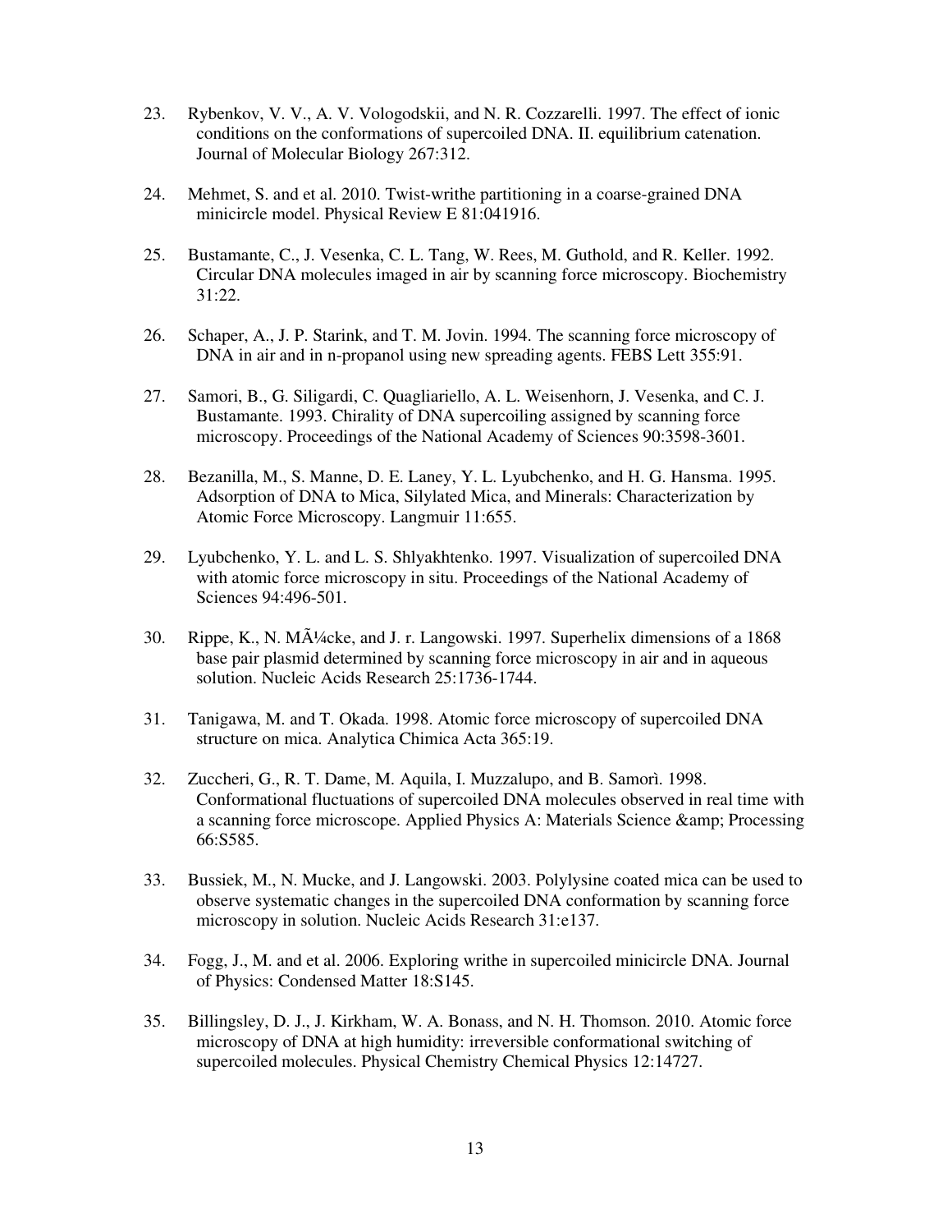23. Rybenkov, V. V., A. V. Vologodskii, and N. R. Cozzarelli. 1997. The effect of ionic conditions on the conformations of supercoiled DNA. II. equilibrium catenation. Journal of Molecular Biology 267:312.

24. Mehmet, S. and et al. 2010. Twist-writhe partitioning in a coarse-grained DNA minicircle model. Physical Review E 81:041916.

25. Bustamante, C., J. Vesenka, C. L. Tang, W. Rees, M. Guthold, and R. Keller. 1992. Circular DNA molecules imaged in air by scanning force microscopy. Biochemistry 31:22.

26. Schaper, A., J. P. Starink, and T. M. Jovin. 1994. The scanning force microscopy of DNA in air and in n-propanol using new spreading agents. FEBS Lett 355:91.

27. Samori, B., G. Siligardi, C. Quagliariello, A. L. Weisenhorn, J. Vesenka, and C. J. Bustamante. 1993. Chirality of DNA supercoiling assigned by scanning force microscopy. Proceedings of the National Academy of Sciences 90:3598-3601.

28. Bezanilla, M., S. Manne, D. E. Laney, Y. L. Lyubchenko, and H. G. Hansma. 1995. Adsorption of DNA to Mica, Silylated Mica, and Minerals: Characterization by Atomic Force Microscopy. Langmuir 11:655.

29. Lyubchenko, Y. L. and L. S. Shlyakhtenko. 1997. Visualization of supercoiled DNA with atomic force microscopy in situ. Proceedings of the National Academy of Sciences 94:496-501.

30. Rippe, K., N. MÃ¼cke, and J. r. Langowski. 1997. Superhelix dimensions of a 1868 base pair plasmid determined by scanning force microscopy in air and in aqueous solution. Nucleic Acids Research 25:1736-1744.

31. Tanigawa, M. and T. Okada. 1998. Atomic force microscopy of supercoiled DNA structure on mica. Analytica Chimica Acta 365:19.

32. Zuccheri, G., R. T. Dame, M. Aquila, I. Muzzalupo, and B. Samorì. 1998. Conformational fluctuations of supercoiled DNA molecules observed in real time with a scanning force microscope. Applied Physics A: Materials Science &amp; Processing 66:S585.

33. Bussiek, M., N. Mucke, and J. Langowski. 2003. Polylysine coated mica can be used to observe systematic changes in the supercoiled DNA conformation by scanning force microscopy in solution. Nucleic Acids Research 31:e137.

34. Fogg, J., M. and et al. 2006. Exploring writhe in supercoiled minicircle DNA. Journal of Physics: Condensed Matter 18:S145.

35. Billingsley, D. J., J. Kirkham, W. A. Bonass, and N. H. Thomson. 2010. Atomic force microscopy of DNA at high humidity: irreversible conformational switching of supercoiled molecules. Physical Chemistry Chemical Physics 12:14727.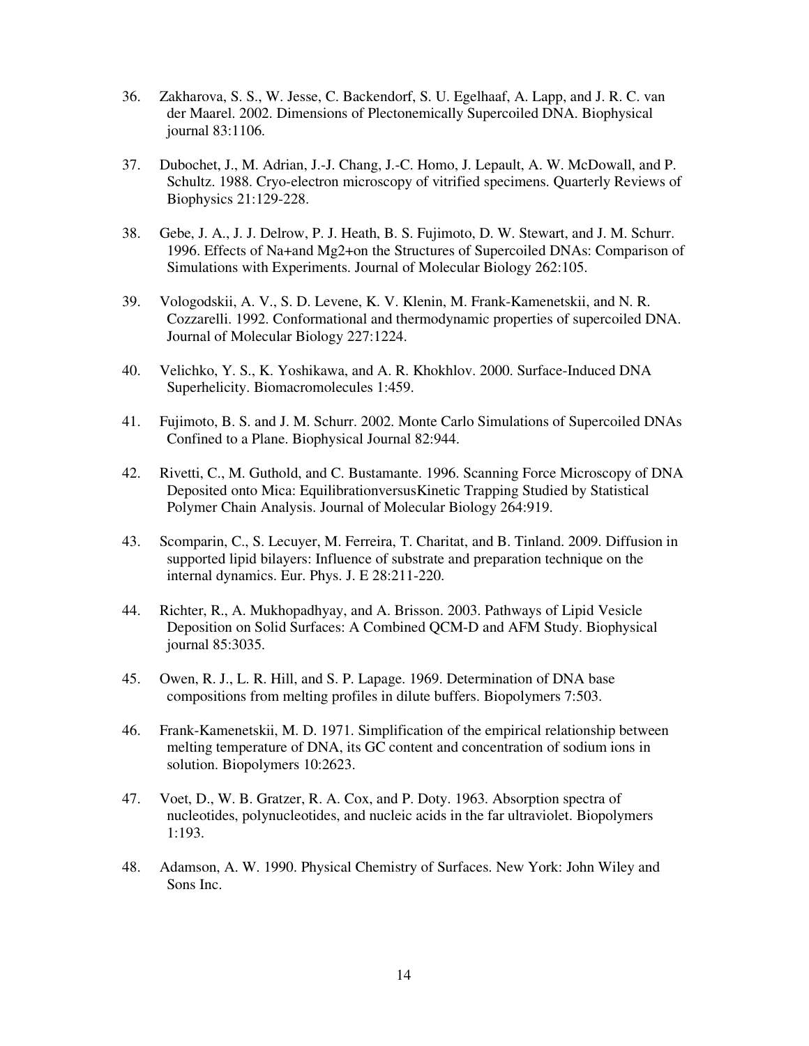36. Zakharova, S. S., W. Jesse, C. Backendorf, S. U. Egelhaaf, A. Lapp, and J. R. C. van der Maarel. 2002. Dimensions of Plectonemically Supercoiled DNA. Biophysical journal 83:1106.

37. Dubochet, J., M. Adrian, J.-J. Chang, J.-C. Homo, J. Lepault, A. W. McDowall, and P. Schultz. 1988. Cryo-electron microscopy of vitrified specimens. Quarterly Reviews of Biophysics 21:129-228.

38. Gebe, J. A., J. J. Delrow, P. J. Heath, B. S. Fujimoto, D. W. Stewart, and J. M. Schurr. 1996. Effects of Na+and Mg2+on the Structures of Supercoiled DNAs: Comparison of Simulations with Experiments. Journal of Molecular Biology 262:105.

39. Vologodskii, A. V., S. D. Levene, K. V. Klenin, M. Frank-Kamenetskii, and N. R. Cozzarelli. 1992. Conformational and thermodynamic properties of supercoiled DNA. Journal of Molecular Biology 227:1224.

40. Velichko, Y. S., K. Yoshikawa, and A. R. Khokhlov. 2000. Surface-Induced DNA Superhelicity. Biomacromolecules 1:459.

41. Fujimoto, B. S. and J. M. Schurr. 2002. Monte Carlo Simulations of Supercoiled DNAs Confined to a Plane. Biophysical Journal 82:944.

42. Rivetti, C., M. Guthold, and C. Bustamante. 1996. Scanning Force Microscopy of DNA Deposited onto Mica: EquilibrationversusKinetic Trapping Studied by Statistical Polymer Chain Analysis. Journal of Molecular Biology 264:919.

43. Scomparin, C., S. Lecuyer, M. Ferreira, T. Charitat, and B. Tinland. 2009. Diffusion in supported lipid bilayers: Influence of substrate and preparation technique on the internal dynamics. Eur. Phys. J. E 28:211-220.

44. Richter, R., A. Mukhopadhyay, and A. Brisson. 2003. Pathways of Lipid Vesicle Deposition on Solid Surfaces: A Combined QCM-D and AFM Study. Biophysical journal 85:3035.

45. Owen, R. J., L. R. Hill, and S. P. Lapage. 1969. Determination of DNA base compositions from melting profiles in dilute buffers. Biopolymers 7:503.

46. Frank-Kamenetskii, M. D. 1971. Simplification of the empirical relationship between melting temperature of DNA, its GC content and concentration of sodium ions in solution. Biopolymers 10:2623.

47. Voet, D., W. B. Gratzer, R. A. Cox, and P. Doty. 1963. Absorption spectra of nucleotides, polynucleotides, and nucleic acids in the far ultraviolet. Biopolymers 1:193.

48. Adamson, A. W. 1990. Physical Chemistry of Surfaces. New York: John Wiley and Sons Inc.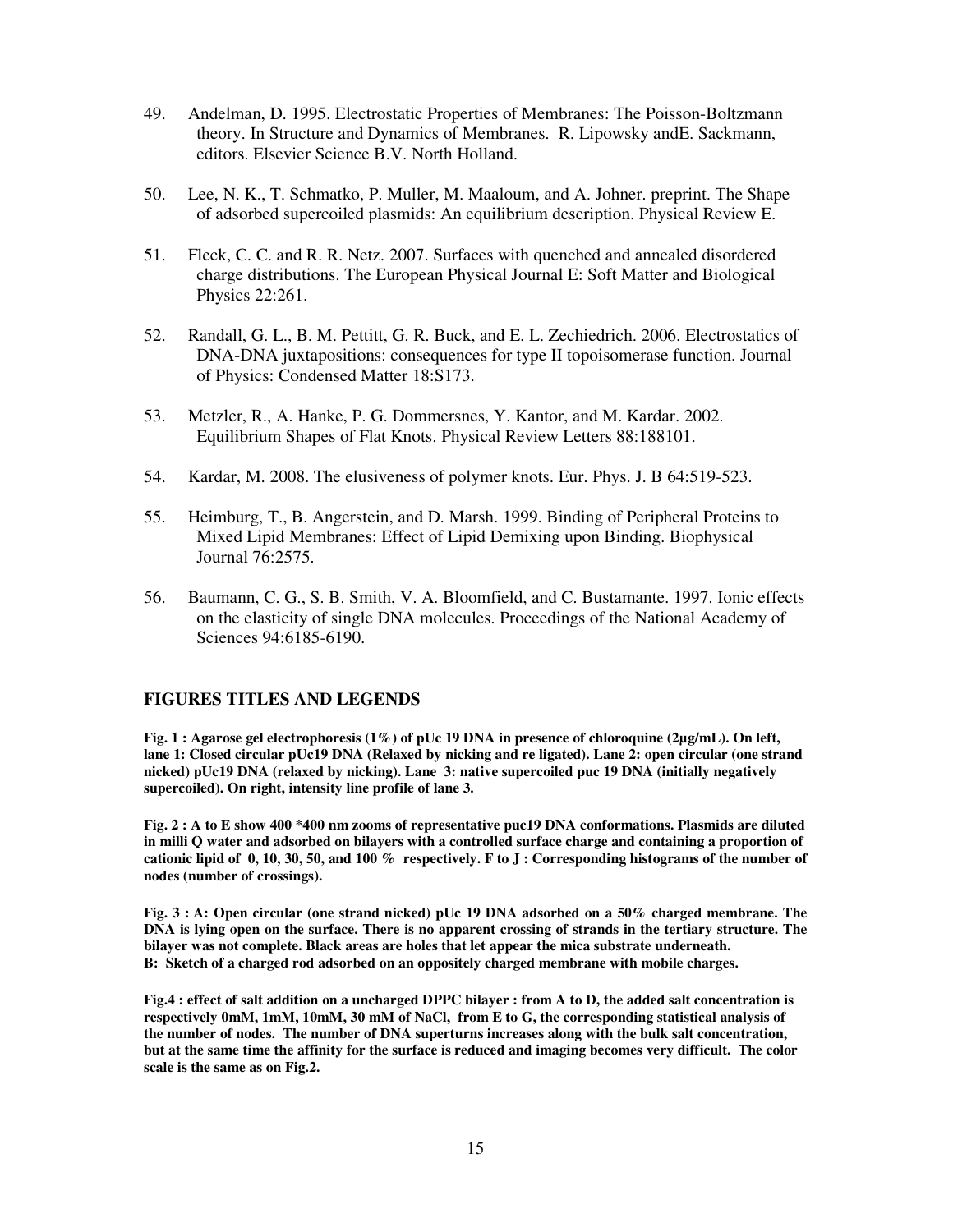49. Andelman, D. 1995. Electrostatic Properties of Membranes: The Poisson-Boltzmann theory. In Structure and Dynamics of Membranes. R. Lipowsky andE. Sackmann, editors. Elsevier Science B.V. North Holland.

50. Lee, N. K., T. Schmatko, P. Muller, M. Maaloum, and A. Johner. preprint. The Shape of adsorbed supercoiled plasmids: An equilibrium description. Physical Review E.

51. Fleck, C. C. and R. R. Netz. 2007. Surfaces with quenched and annealed disordered charge distributions. The European Physical Journal E: Soft Matter and Biological Physics 22:261.

52. Randall, G. L., B. M. Pettitt, G. R. Buck, and E. L. Zechiedrich. 2006. Electrostatics of DNA-DNA juxtapositions: consequences for type II topoisomerase function. Journal of Physics: Condensed Matter 18:S173.

53. Metzler, R., A. Hanke, P. G. Dommersnes, Y. Kantor, and M. Kardar. 2002. Equilibrium Shapes of Flat Knots. Physical Review Letters 88:188101.

54. Kardar, M. 2008. The elusiveness of polymer knots. Eur. Phys. J. B 64:519-523.

55. Heimburg, T., B. Angerstein, and D. Marsh. 1999. Binding of Peripheral Proteins to Mixed Lipid Membranes: Effect of Lipid Demixing upon Binding. Biophysical Journal 76:2575.

56. Baumann, C. G., S. B. Smith, V. A. Bloomfield, and C. Bustamante. 1997. Ionic effects on the elasticity of single DNA molecules. Proceedings of the National Academy of Sciences 94:6185-6190.

## FIGURES TITLES AND LEGENDS

**Fig. 1 : Agarose gel electrophoresis (1%) of pUc 19 DNA in presence of chloroquine (2µg/mL). On left, lane 1: Closed circular pUc19 DNA (Relaxed by nicking and re ligated). Lane 2: open circular (one strand nicked) pUc19 DNA (relaxed by nicking). Lane 3: native supercoiled puc 19 DNA (initially negatively supercoiled). On right, intensity line profile of lane 3.**

**Fig. 2 : A to E show 400 *400 nm zooms of representative puc19 DNA conformations. Plasmids are diluted in milli Q water and adsorbed on bilayers with a controlled surface charge and containing a proportion of cationic lipid of 0, 10, 30, 50, and 100 % respectively. F to J : Corresponding histograms of the number of nodes (number of crossings).**

**Fig. 3 : A: Open circular (one strand nicked) pUc 19 DNA adsorbed on a 50% charged membrane. The DNA is lying open on the surface. There is no apparent crossing of strands in the tertiary structure. The bilayer was not complete. Black areas are holes that let appear the mica substrate underneath. B: Sketch of a charged rod adsorbed on an oppositely charged membrane with mobile charges.**

**Fig.4 : effect of salt addition on a uncharged DPPC bilayer : from A to D, the added salt concentration is respectively 0mM, 1mM, 10mM, 30 mM of NaCl, from E to G, the corresponding statistical analysis of the number of nodes. The number of DNA superturns increases along with the bulk salt concentration, but at the same time the affinity for the surface is reduced and imaging becomes very difficult. The color scale is the same as on Fig.2.**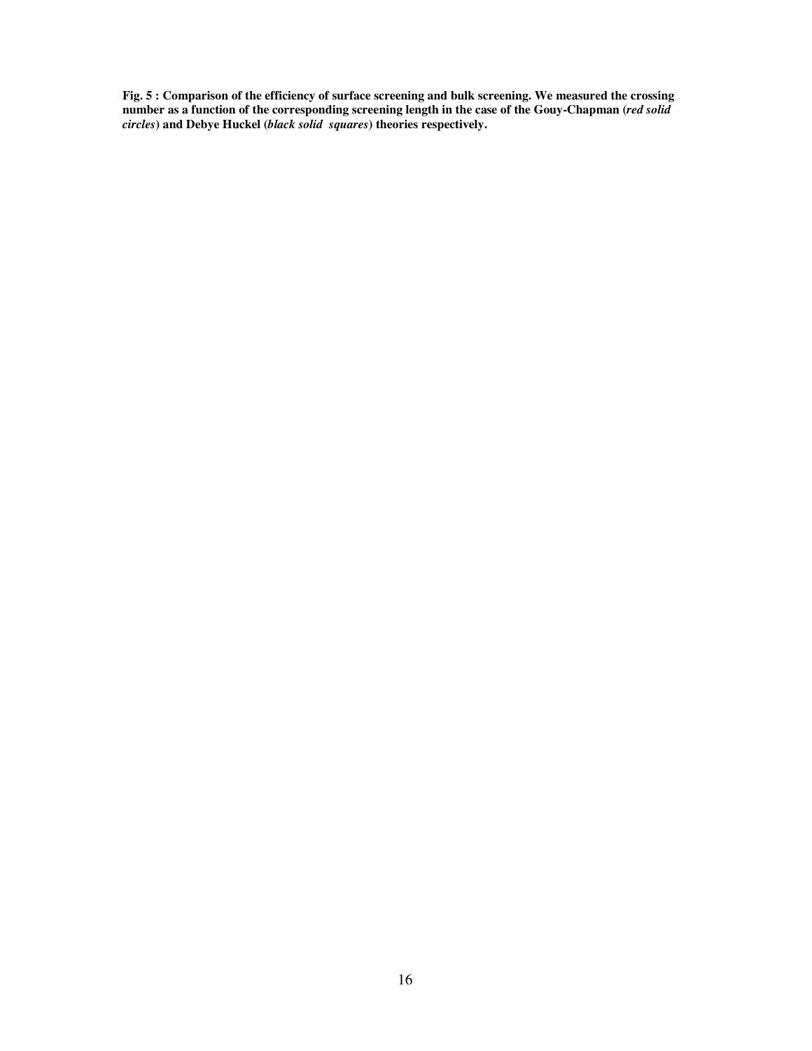**Fig. 5 : Comparison of the efficiency of surface screening and bulk screening. We measured the crossing number as a function of the corresponding screening length in the case of the Gouy-Chapman (*red solid circles*) and Debye Huckel (*black solid squares*) theories respectively.**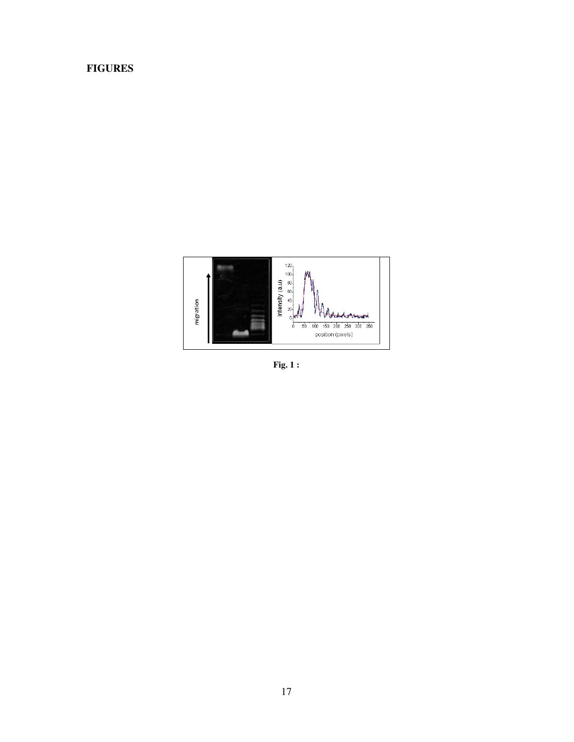**FIGURES**

**Fig. 1 :**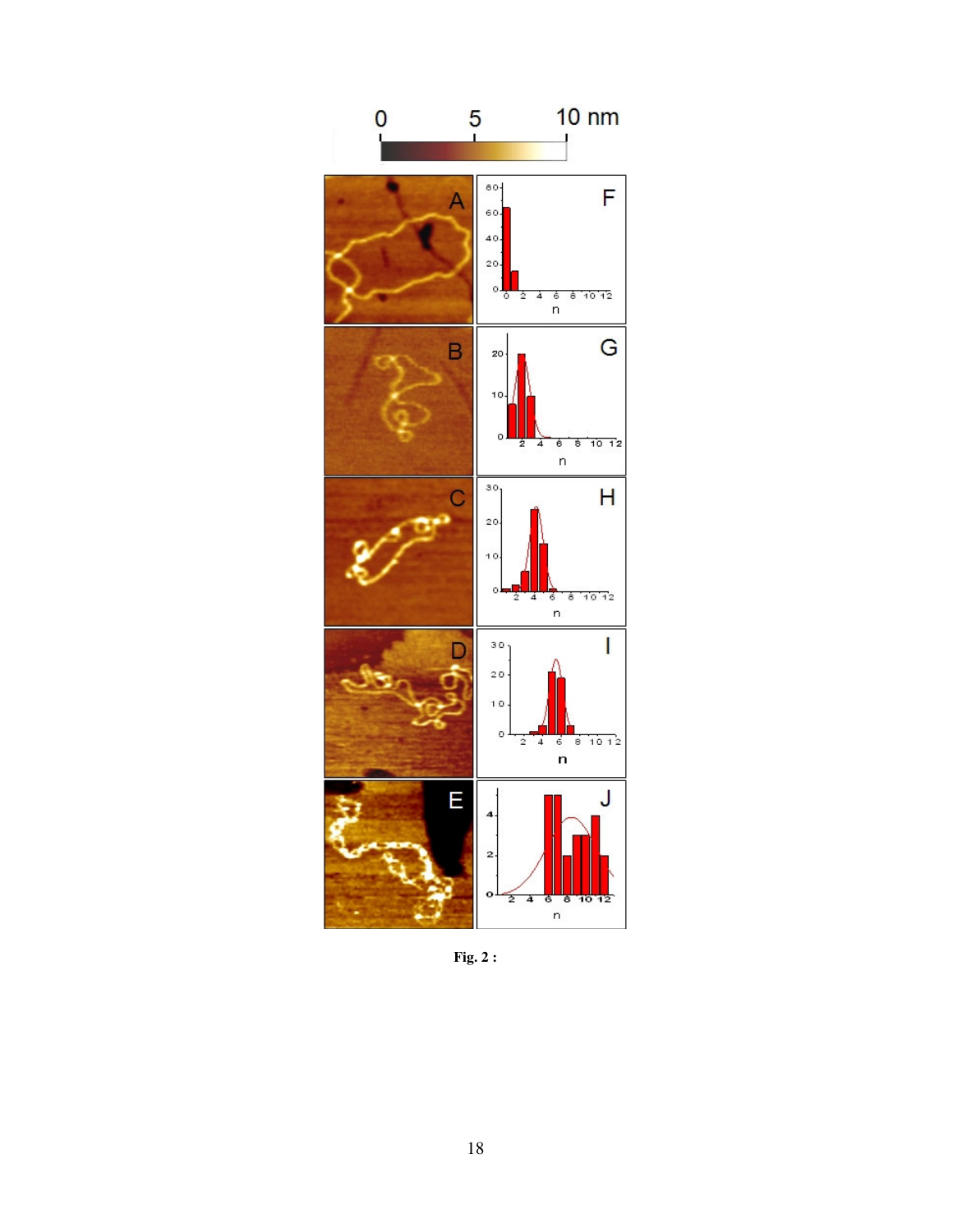**Fig. 2 :**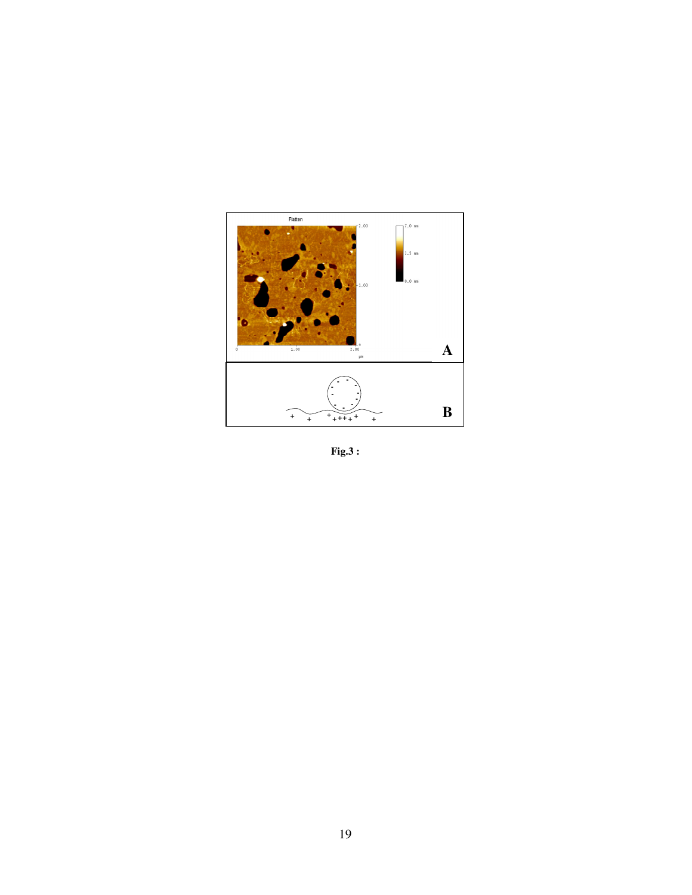**Fig.3 :**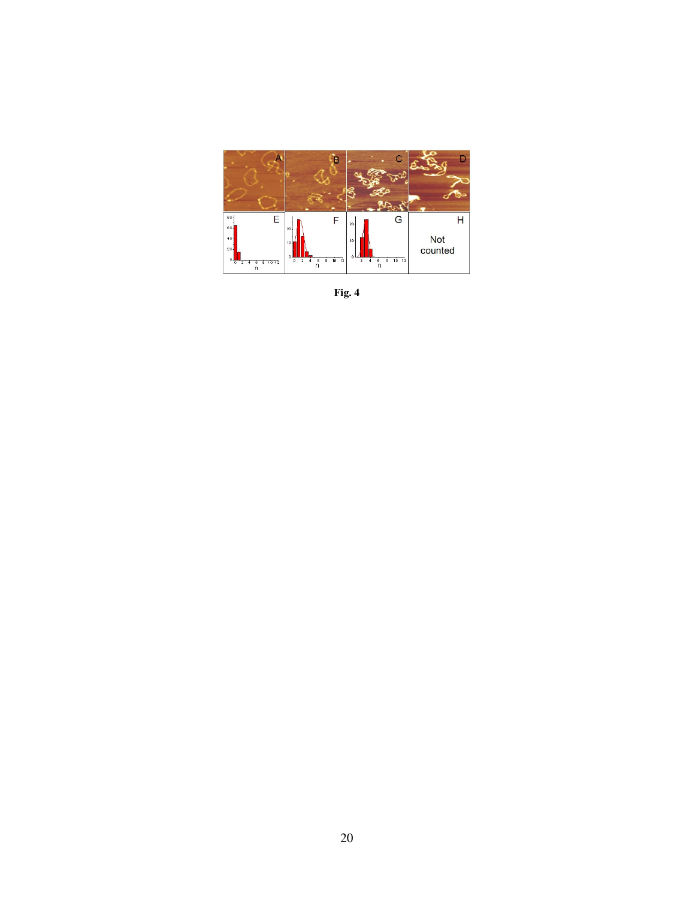**Fig. 4**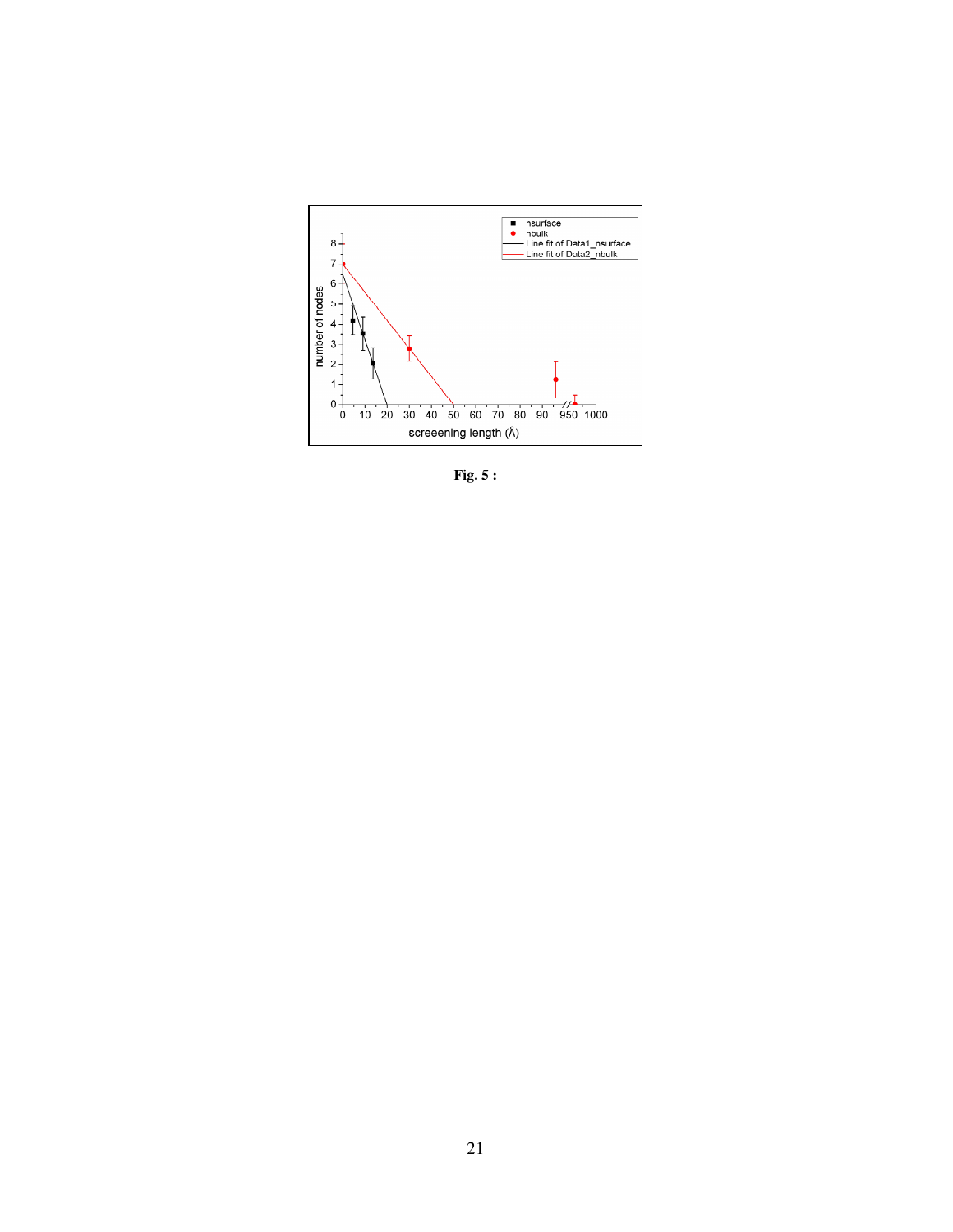**Fig. 5 :**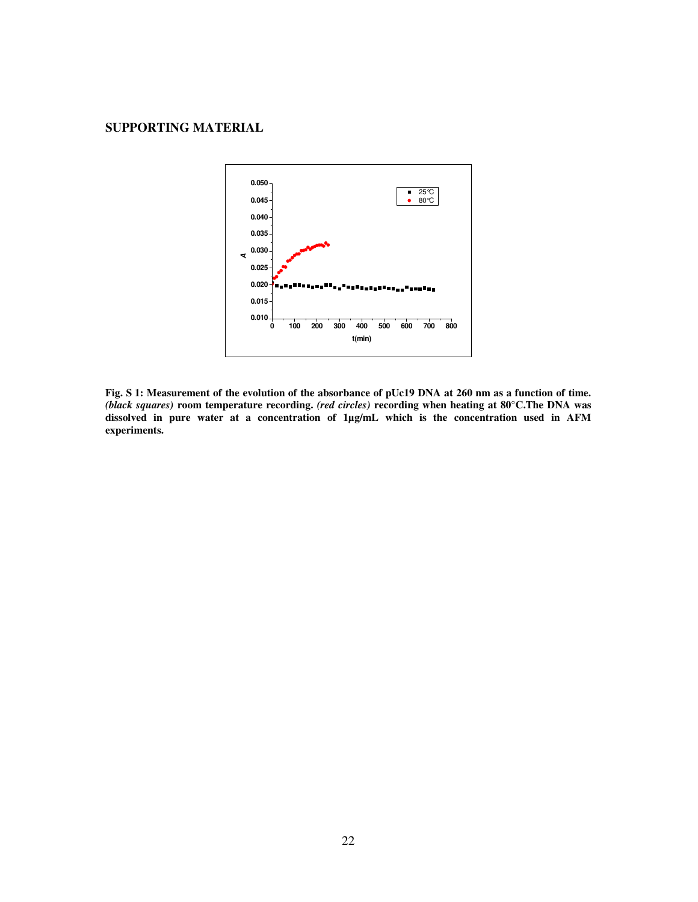## SUPPORTING MATERIAL

**Fig. S 1: Measurement of the evolution of the absorbance of pUc19 DNA at 260 nm as a function of time. *(black squares)* room temperature recording. *(red circles)* recording when heating at 80°C.The DNA was dissolved in pure water at a concentration of 1µg/mL which is the concentration used in AFM experiments.**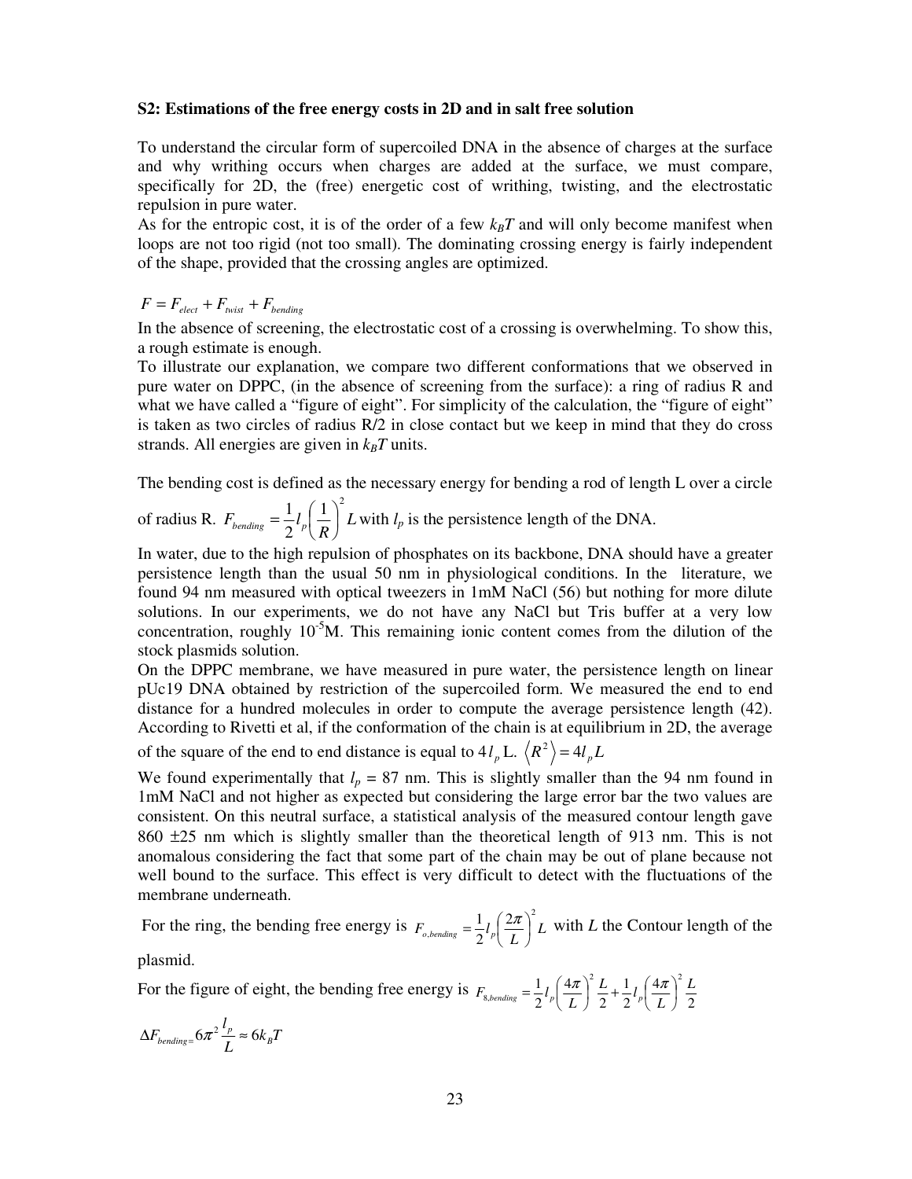**S2: Estimations of the free energy costs in 2D and in salt free solution**

To understand the circular form of supercoiled DNA in the absence of charges at the surface and why writhing occurs when charges are added at the surface, we must compare, specifically for 2D, the (free) energetic cost of writhing, twisting, and the electrostatic repulsion in pure water.

As for the entropic cost, it is of the order of a few $k_BT$ and will only become manifest when loops are not too rigid (not too small). The dominating crossing energy is fairly independent of the shape, provided that the crossing angles are optimized.

$$F = F_{elect} + F_{twist} + F_{bending}$$

In the absence of screening, the electrostatic cost of a crossing is overwhelming. To show this, a rough estimate is enough.

To illustrate our explanation, we compare two different conformations that we observed in pure water on DPPC, (in the absence of screening from the surface): a ring of radius R and what we have called a "figure of eight". For simplicity of the calculation, the "figure of eight" is taken as two circles of radius R/2 in close contact but we keep in mind that they do cross strands. All energies are given in $k_BT$ units.

The bending cost is defined as the necessary energy for bending a rod of length L over a circle of radius R. $F_{bending} = \frac{1}{2} l_p \left(\frac{1}{R}\right)^2 L$ with $l_p$ is the persistence length of the DNA.

In water, due to the high repulsion of phosphates on its backbone, DNA should have a greater persistence length than the usual 50 nm in physiological conditions. In the literature, we found 94 nm measured with optical tweezers in 1mM NaCl (56) but nothing for more dilute solutions. In our experiments, we do not have any NaCl but Tris buffer at a very low concentration, roughly $10^{-5}$M. This remaining ionic content comes from the dilution of the stock plasmids solution.

On the DPPC membrane, we have measured in pure water, the persistence length on linear pUc19 DNA obtained by restriction of the supercoiled form. We measured the end to end distance for a hundred molecules in order to compute the average persistence length (42). According to Rivetti et al, if the conformation of the chain is at equilibrium in 2D, the average of the square of the end to end distance is equal to $4 l_p$ L. $\langle R^2 \rangle = 4 l_p L$

We found experimentally that $l_p$ = 87 nm. This is slightly smaller than the 94 nm found in 1mM NaCl and not higher as expected but considering the large error bar the two values are consistent. On this neutral surface, a statistical analysis of the measured contour length gave 860 ±25 nm which is slightly smaller than the theoretical length of 913 nm. This is not anomalous considering the fact that some part of the chain may be out of plane because not well bound to the surface. This effect is very difficult to detect with the fluctuations of the membrane underneath.

For the ring, the bending free energy is $F_{o,bending} = \frac{1}{2} l_p \left(\frac{2\pi}{L}\right)^2 L$ with $L$ the Contour length of the plasmid.

For the figure of eight, the bending free energy is $F_{8,bending} = \frac{1}{2} l_p \left(\frac{4\pi}{L}\right)^2 \frac{L}{2} + \frac{1}{2} l_p \left(\frac{4\pi}{L}\right)^2 \frac{L}{2}$

$$\Delta F_{bending} = 6\pi^2 \frac{l_p}{L} \approx 6 k_B T$$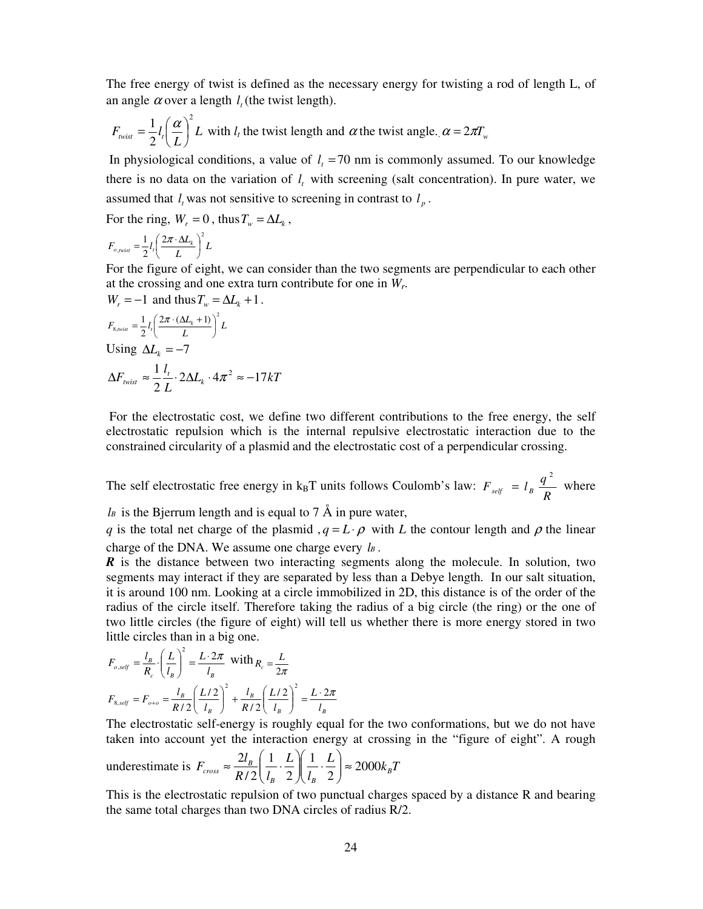The free energy of twist is defined as the necessary energy for twisting a rod of length L, of an angle $\alpha$ over a length $l_t$ (the twist length).

$F_{twist} = \frac{1}{2} l_t \left( \frac{\alpha}{L} \right)^2 L$ with $l_t$ the twist length and $\alpha$ the twist angle. $\alpha = 2\pi T_w$

In physiological conditions, a value of $l_t = 70$ nm is commonly assumed. To our knowledge there is no data on the variation of $l_t$ with screening (salt concentration). In pure water, we assumed that $l_t$ was not sensitive to screening in contrast to $l_p$.

For the ring, $W_r = 0$, thus $T_w = \Delta L_k$,

$$F_{o,twist} = \frac{1}{2} l_t \left( \frac{2\pi \cdot \Delta L_k}{L} \right)^2 L$$

For the figure of eight, we can consider than the two segments are perpendicular to each other at the crossing and one extra turn contribute for one in $W_r$.

$W_r = -1$ and thus $T_w = \Delta L_k + 1$.

$$F_{8,twist} = \frac{1}{2} l_t \left( \frac{2\pi \cdot (\Delta L_k + 1)}{L} \right)^2 L$$

Using $\Delta L_k = -7$

$$\Delta F_{twist} \approx \frac{1}{2} \frac{l_t}{L} \cdot 2\Delta L_k \cdot 4\pi^2 \approx -17kT$$

For the electrostatic cost, we define two different contributions to the free energy, the self electrostatic repulsion which is the internal repulsive electrostatic interaction due to the constrained circularity of a plasmid and the electrostatic cost of a perpendicular crossing.

The self electrostatic free energy in $k_BT$ units follows Coulomb's law: $F_{self} = l_B \frac{q^2}{R}$ where

$l_B$ is the Bjerrum length and is equal to 7 Å in pure water,

$q$ is the total net charge of the plasmid , $q = L \cdot \rho$ with $L$ the contour length and $\rho$ the linear charge of the DNA. We assume one charge every $l_B$.

***R*** is the distance between two interacting segments along the molecule. In solution, two segments may interact if they are separated by less than a Debye length. In our salt situation, it is around 100 nm. Looking at a circle immobilized in 2D, this distance is of the order of the radius of the circle itself. Therefore taking the radius of a big circle (the ring) or the one of two little circles (the figure of eight) will tell us whether there is more energy stored in two little circles than in a big one.

$$F_{o,self} = \frac{l_B}{R_c} \cdot \left( \frac{L}{l_B} \right)^2 = \frac{L \cdot 2\pi}{l_B} \text{ with } R_c = \frac{L}{2\pi}$$

$$F_{8,self} = F_{o+o} = \frac{l_B}{R/2} \left( \frac{L/2}{l_B} \right)^2 + \frac{l_B}{R/2} \left( \frac{L/2}{l_B} \right)^2 = \frac{L \cdot 2\pi}{l_B}$$

The electrostatic self-energy is roughly equal for the two conformations, but we do not have taken into account yet the interaction energy at crossing in the "figure of eight". A rough underestimate is $F_{cross} \approx \frac{2l_B}{R/2} \left( \frac{1}{l_B} \cdot \frac{L}{2} \right) \left( \frac{1}{l_B} \cdot \frac{L}{2} \right) \approx 2000 k_B T$

This is the electrostatic repulsion of two punctual charges spaced by a distance R and bearing the same total charges than two DNA circles of radius R/2.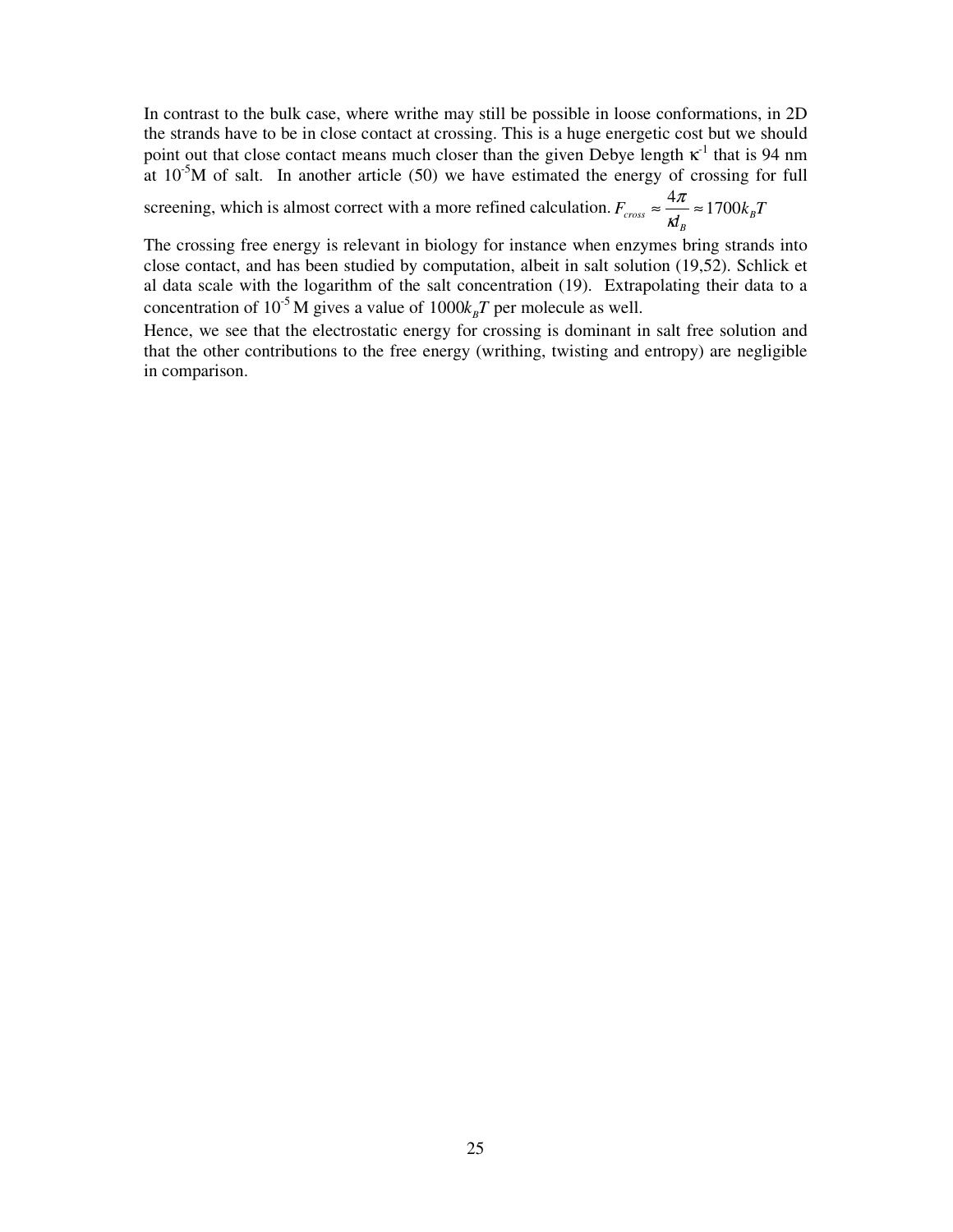In contrast to the bulk case, where writhe may still be possible in loose conformations, in 2D the strands have to be in close contact at crossing. This is a huge energetic cost but we should point out that close contact means much closer than the given Debye length $\kappa^{-1}$ that is 94 nm at $10^{-5}$M of salt. In another article (50) we have estimated the energy of crossing for full screening, which is almost correct with a more refined calculation. $F_{cross} \approx \frac{4\pi}{\kappa l_B} \approx 1700 k_B T$

The crossing free energy is relevant in biology for instance when enzymes bring strands into close contact, and has been studied by computation, albeit in salt solution (19,52). Schlick et al data scale with the logarithm of the salt concentration (19). Extrapolating their data to a concentration of $10^{-5}$ M gives a value of $1000 k_B T$ per molecule as well.

Hence, we see that the electrostatic energy for crossing is dominant in salt free solution and that the other contributions to the free energy (writhing, twisting and entropy) are negligible in comparison.